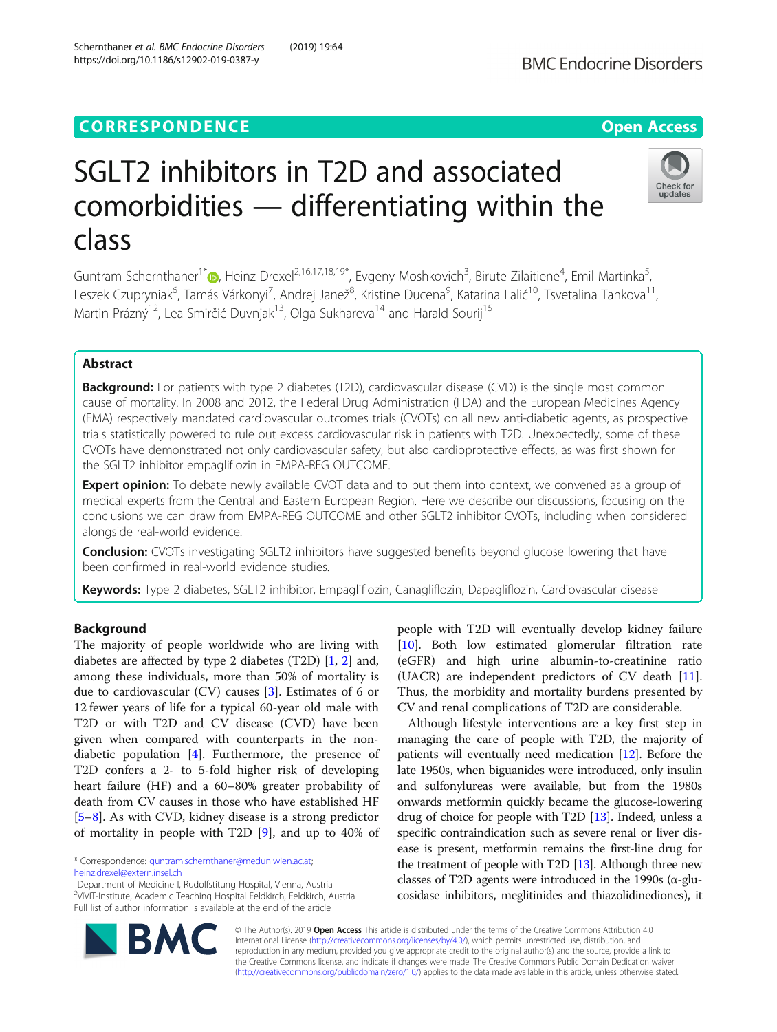CORRESPONDENCE

Open Access

# SGLT2 inhibitors in T2D and associated comorbidities — differentiating within the class

Guntram Schernthaner[1*], Heinz Drexel[2,16,17,18,19*], Evgeny Moshkovich[3], Birute Zilaitiene[4], Emil Martinka[5], Leszek Czupryniak[6], Tamás Várkonyi[7], Andrej Janež[8], Kristine Ducena[9], Katarina Lalić[10], Tsvetalina Tankova[11], Martin Prázný[12], Lea Smirčić Duvnjak[13], Olga Sukhareva[14] and Harald Sourij[15]

## Abstract

**Background:** For patients with type 2 diabetes (T2D), cardiovascular disease (CVD) is the single most common cause of mortality. In 2008 and 2012, the Federal Drug Administration (FDA) and the European Medicines Agency (EMA) respectively mandated cardiovascular outcomes trials (CVOTs) on all new anti-diabetic agents, as prospective trials statistically powered to rule out excess cardiovascular risk in patients with T2D. Unexpectedly, some of these CVOTs have demonstrated not only cardiovascular safety, but also cardioprotective effects, as was first shown for the SGLT2 inhibitor empagliflozin in EMPA-REG OUTCOME.

**Expert opinion:** To debate newly available CVOT data and to put them into context, we convened as a group of medical experts from the Central and Eastern European Region. Here we describe our discussions, focusing on the conclusions we can draw from EMPA-REG OUTCOME and other SGLT2 inhibitor CVOTs, including when considered alongside real-world evidence.

**Conclusion:** CVOTs investigating SGLT2 inhibitors have suggested benefits beyond glucose lowering that have been confirmed in real-world evidence studies.

**Keywords:** Type 2 diabetes, SGLT2 inhibitor, Empagliflozin, Canagliflozin, Dapagliflozin, Cardiovascular disease

## Background

The majority of people worldwide who are living with diabetes are affected by type 2 diabetes (T2D) [1, 2] and, among these individuals, more than 50% of mortality is due to cardiovascular (CV) causes [3]. Estimates of 6 or 12 fewer years of life for a typical 60-year old male with T2D or with T2D and CV disease (CVD) have been given when compared with counterparts in the non-diabetic population [4]. Furthermore, the presence of T2D confers a 2- to 5-fold higher risk of developing heart failure (HF) and a 60–80% greater probability of death from CV causes in those who have established HF [5–8]. As with CVD, kidney disease is a strong predictor of mortality in people with T2D [9], and up to 40% of people with T2D will eventually develop kidney failure [10]. Both low estimated glomerular filtration rate (eGFR) and high urine albumin-to-creatinine ratio (UACR) are independent predictors of CV death [11]. Thus, the morbidity and mortality burdens presented by CV and renal complications of T2D are considerable.

Although lifestyle interventions are a key first step in managing the care of people with T2D, the majority of patients will eventually need medication [12]. Before the late 1950s, when biguanides were introduced, only insulin and sulfonylureas were available, but from the 1980s onwards metformin quickly became the glucose-lowering drug of choice for people with T2D [13]. Indeed, unless a specific contraindication such as severe renal or liver disease is present, metformin remains the first-line drug for the treatment of people with T2D [13]. Although three new classes of T2D agents were introduced in the 1990s (α-glucosidase inhibitors, meglitinides and thiazolidinediones), it

\* Correspondence: guntram.schernthaner@meduniwien.ac.at; heinz.drexel@extern.insel.ch
[1]Department of Medicine I, Rudolfstiftung Hospital, Vienna, Austria
[2]VIVIT-Institute, Academic Teaching Hospital Feldkirch, Feldkirch, Austria
Full list of author information is available at the end of the article

© The Author(s). 2019 **Open Access** This article is distributed under the terms of the Creative Commons Attribution 4.0 International License (http://creativecommons.org/licenses/by/4.0/), which permits unrestricted use, distribution, and reproduction in any medium, provided you give appropriate credit to the original author(s) and the source, provide a link to the Creative Commons license, and indicate if changes were made. The Creative Commons Public Domain Dedication waiver (http://creativecommons.org/publicdomain/zero/1.0/) applies to the data made available in this article, unless otherwise stated.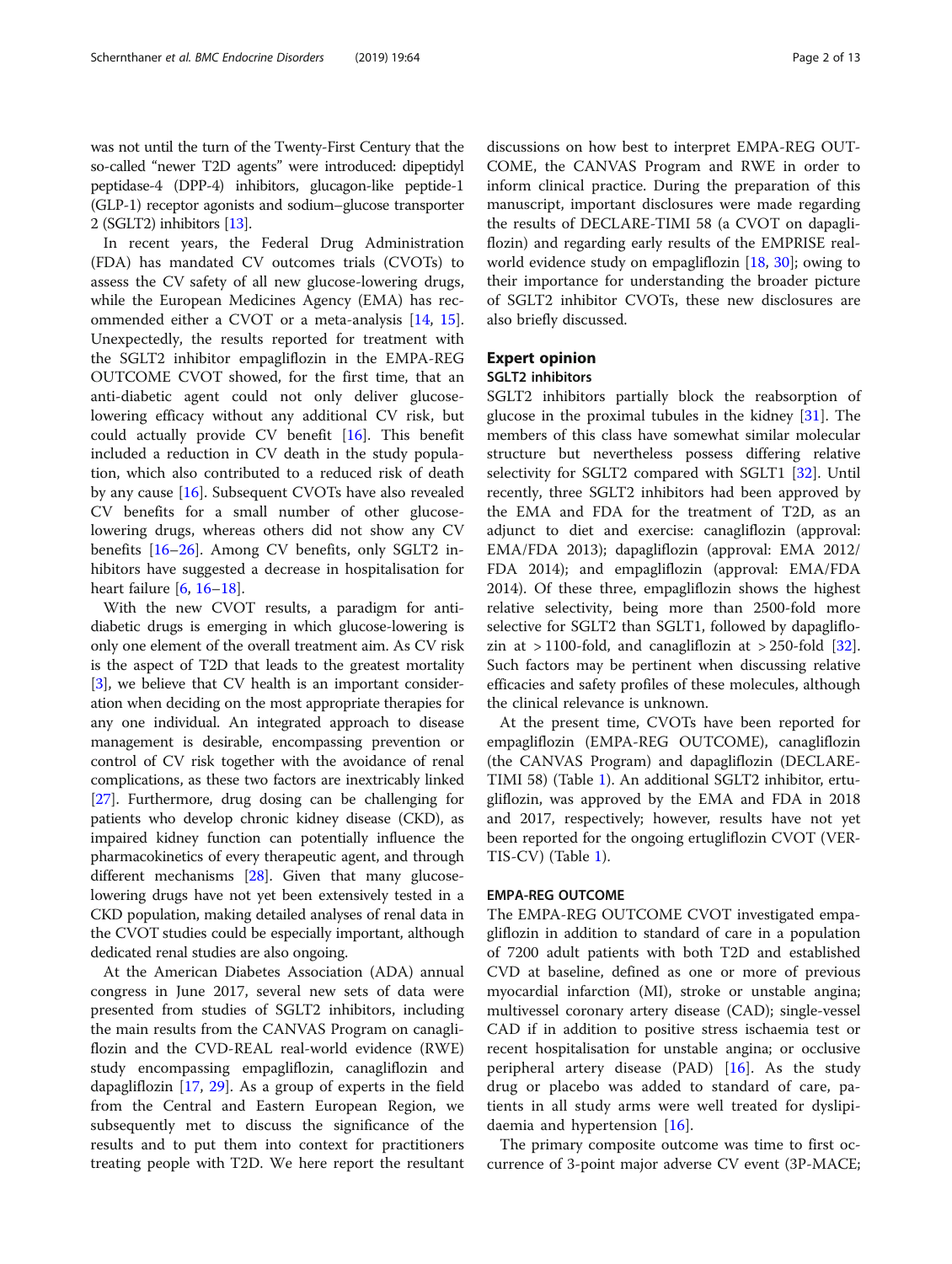was not until the turn of the Twenty-First Century that the so-called "newer T2D agents" were introduced: dipeptidyl peptidase-4 (DPP-4) inhibitors, glucagon-like peptide-1 (GLP-1) receptor agonists and sodium–glucose transporter 2 (SGLT2) inhibitors [13].

In recent years, the Federal Drug Administration (FDA) has mandated CV outcomes trials (CVOTs) to assess the CV safety of all new glucose-lowering drugs, while the European Medicines Agency (EMA) has recommended either a CVOT or a meta-analysis [14, 15]. Unexpectedly, the results reported for treatment with the SGLT2 inhibitor empagliflozin in the EMPA-REG OUTCOME CVOT showed, for the first time, that an anti-diabetic agent could not only deliver glucose-lowering efficacy without any additional CV risk, but could actually provide CV benefit [16]. This benefit included a reduction in CV death in the study population, which also contributed to a reduced risk of death by any cause [16]. Subsequent CVOTs have also revealed CV benefits for a small number of other glucose-lowering drugs, whereas others did not show any CV benefits [16–26]. Among CV benefits, only SGLT2 inhibitors have suggested a decrease in hospitalisation for heart failure [6, 16–18].

With the new CVOT results, a paradigm for anti-diabetic drugs is emerging in which glucose-lowering is only one element of the overall treatment aim. As CV risk is the aspect of T2D that leads to the greatest mortality [3], we believe that CV health is an important consideration when deciding on the most appropriate therapies for any one individual. An integrated approach to disease management is desirable, encompassing prevention or control of CV risk together with the avoidance of renal complications, as these two factors are inextricably linked [27]. Furthermore, drug dosing can be challenging for patients who develop chronic kidney disease (CKD), as impaired kidney function can potentially influence the pharmacokinetics of every therapeutic agent, and through different mechanisms [28]. Given that many glucose-lowering drugs have not yet been extensively tested in a CKD population, making detailed analyses of renal data in the CVOT studies could be especially important, although dedicated renal studies are also ongoing.

At the American Diabetes Association (ADA) annual congress in June 2017, several new sets of data were presented from studies of SGLT2 inhibitors, including the main results from the CANVAS Program on canagliflozin and the CVD-REAL real-world evidence (RWE) study encompassing empagliflozin, canagliflozin and dapagliflozin [17, 29]. As a group of experts in the field from the Central and Eastern European Region, we subsequently met to discuss the significance of the results and to put them into context for practitioners treating people with T2D. We here report the resultant discussions on how best to interpret EMPA-REG OUTCOME, the CANVAS Program and RWE in order to inform clinical practice. During the preparation of this manuscript, important disclosures were made regarding the results of DECLARE-TIMI 58 (a CVOT on dapagliflozin) and regarding early results of the EMPRISE real-world evidence study on empagliflozin [18, 30]; owing to their importance for understanding the broader picture of SGLT2 inhibitor CVOTs, these new disclosures are also briefly discussed.

## Expert opinion

### SGLT2 inhibitors

SGLT2 inhibitors partially block the reabsorption of glucose in the proximal tubules in the kidney [31]. The members of this class have somewhat similar molecular structure but nevertheless possess differing relative selectivity for SGLT2 compared with SGLT1 [32]. Until recently, three SGLT2 inhibitors had been approved by the EMA and FDA for the treatment of T2D, as an adjunct to diet and exercise: canagliflozin (approval: EMA/FDA 2013); dapagliflozin (approval: EMA 2012/FDA 2014); and empagliflozin (approval: EMA/FDA 2014). Of these three, empagliflozin shows the highest relative selectivity, being more than 2500-fold more selective for SGLT2 than SGLT1, followed by dapagliflozin at > 1100-fold, and canagliflozin at > 250-fold [32]. Such factors may be pertinent when discussing relative efficacies and safety profiles of these molecules, although the clinical relevance is unknown.

At the present time, CVOTs have been reported for empagliflozin (EMPA-REG OUTCOME), canagliflozin (the CANVAS Program) and dapagliflozin (DECLARE-TIMI 58) (Table 1). An additional SGLT2 inhibitor, ertugliflozin, was approved by the EMA and FDA in 2018 and 2017, respectively; however, results have not yet been reported for the ongoing ertugliflozin CVOT (VERTIS-CV) (Table 1).

### EMPA-REG OUTCOME

The EMPA-REG OUTCOME CVOT investigated empagliflozin in addition to standard of care in a population of 7200 adult patients with both T2D and established CVD at baseline, defined as one or more of previous myocardial infarction (MI), stroke or unstable angina; multivessel coronary artery disease (CAD); single-vessel CAD if in addition to positive stress ischaemia test or recent hospitalisation for unstable angina; or occlusive peripheral artery disease (PAD) [16]. As the study drug or placebo was added to standard of care, patients in all study arms were well treated for dyslipidaemia and hypertension [16].

The primary composite outcome was time to first occurrence of 3-point major adverse CV event (3P-MACE;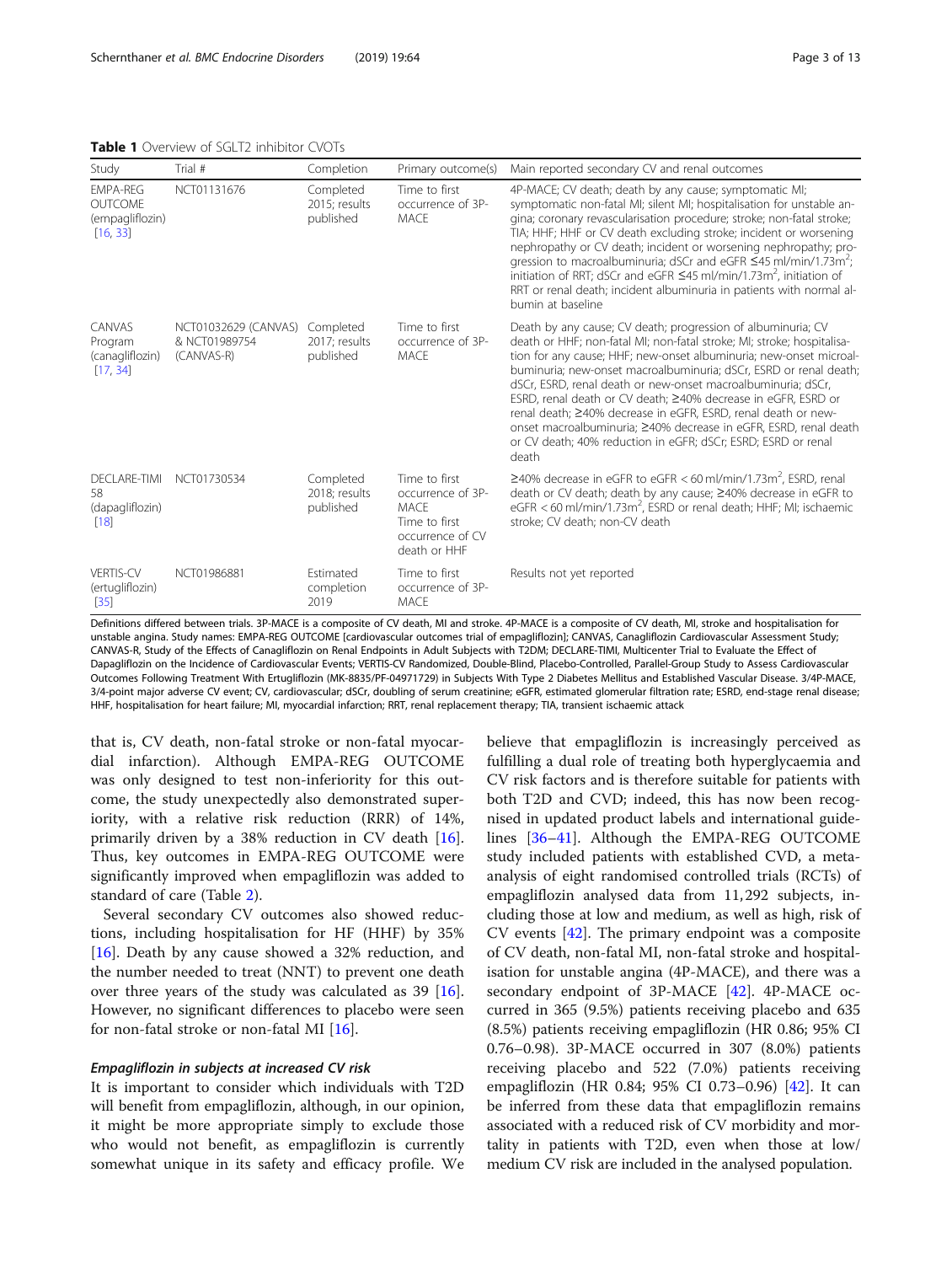**Table 1** Overview of SGLT2 inhibitor CVOTs

| Study | Trial # | Completion | Primary outcome(s) | Main reported secondary CV and renal outcomes |
| --- | --- | --- | --- | --- |
| EMPA-REG OUTCOME (empagliflozin) [16, 33] | NCT01131676 | Completed 2015; results published | Time to first occurrence of 3P-MACE | 4P-MACE; CV death; death by any cause; symptomatic MI; symptomatic non-fatal MI; silent MI; hospitalisation for unstable angina; coronary revascularisation procedure; stroke; non-fatal stroke; TIA; HHF; HHF or CV death excluding stroke; incident or worsening nephropathy or CV death; incident or worsening nephropathy; progression to macroalbuminuria; dSCr and eGFR ≤45 ml/min/1.73m$^2$; initiation of RRT; dSCr and eGFR ≤45 ml/min/1.73m$^2$, initiation of RRT or renal death; incident albuminuria in patients with normal albumin at baseline |
| CANVAS Program (canagliflozin) [17, 34] | NCT01032629 (CANVAS) & NCT01989754 (CANVAS-R) | Completed 2017; results published | Time to first occurrence of 3P-MACE | Death by any cause; CV death; progression of albuminuria; CV death or HHF; non-fatal MI; non-fatal stroke; MI; stroke; hospitalisation for any cause; HHF; new-onset albuminuria; new-onset microalbuminuria; new-onset macroalbuminuria; dSCr, ESRD or renal death; dSCr, ESRD, renal death or new-onset macroalbuminuria; dSCr, ESRD, renal death or CV death; ≥40% decrease in eGFR, ESRD or renal death; ≥40% decrease in eGFR, ESRD, renal death or new-onset macroalbuminuria; ≥40% decrease in eGFR, ESRD, renal death or CV death; 40% reduction in eGFR; dSCr; ESRD; ESRD or renal death |
| DECLARE-TIMI 58 (dapagliflozin) [18] | NCT01730534 | Completed 2018; results published | Time to first occurrence of 3P-MACE<br>Time to first occurrence of CV death or HHF | ≥40% decrease in eGFR to eGFR < 60 ml/min/1.73m$^2$, ESRD, renal death or CV death; death by any cause; ≥40% decrease in eGFR to eGFR < 60 ml/min/1.73m$^2$, ESRD or renal death; HHF; MI; ischaemic stroke; CV death; non-CV death |
| VERTIS-CV (ertugliflozin) [35] | NCT01986881 | Estimated completion 2019 | Time to first occurrence of 3P-MACE | Results not yet reported |

Definitions differed between trials. 3P-MACE is a composite of CV death, MI and stroke. 4P-MACE is a composite of CV death, MI, stroke and hospitalisation for unstable angina. Study names: EMPA-REG OUTCOME [cardiovascular outcomes trial of empagliflozin]; CANVAS, Canagliflozin Cardiovascular Assessment Study; CANVAS-R, Study of the Effects of Canagliflozin on Renal Endpoints in Adult Subjects with T2DM; DECLARE-TIMI, Multicenter Trial to Evaluate the Effect of Dapagliflozin on the Incidence of Cardiovascular Events; VERTIS-CV Randomized, Double-Blind, Placebo-Controlled, Parallel-Group Study to Assess Cardiovascular Outcomes Following Treatment With Ertugliflozin (MK-8835/PF-04971729) in Subjects With Type 2 Diabetes Mellitus and Established Vascular Disease. 3/4P-MACE, 3/4-point major adverse CV event; CV, cardiovascular; dSCr, doubling of serum creatinine; eGFR, estimated glomerular filtration rate; ESRD, end-stage renal disease; HHF, hospitalisation for heart failure; MI, myocardial infarction; RRT, renal replacement therapy; TIA, transient ischaemic attack

that is, CV death, non-fatal stroke or non-fatal myocardial infarction). Although EMPA-REG OUTCOME was only designed to test non-inferiority for this outcome, the study unexpectedly also demonstrated superiority, with a relative risk reduction (RRR) of 14%, primarily driven by a 38% reduction in CV death [16]. Thus, key outcomes in EMPA-REG OUTCOME were significantly improved when empagliflozin was added to standard of care (Table 2).

Several secondary CV outcomes also showed reductions, including hospitalisation for HF (HHF) by 35% [16]. Death by any cause showed a 32% reduction, and the number needed to treat (NNT) to prevent one death over three years of the study was calculated as 39 [16]. However, no significant differences to placebo were seen for non-fatal stroke or non-fatal MI [16].

### *Empagliflozin in subjects at increased CV risk*

It is important to consider which individuals with T2D will benefit from empagliflozin, although, in our opinion, it might be more appropriate simply to exclude those who would not benefit, as empagliflozin is currently somewhat unique in its safety and efficacy profile. We believe that empagliflozin is increasingly perceived as fulfilling a dual role of treating both hyperglycaemia and CV risk factors and is therefore suitable for patients with both T2D and CVD; indeed, this has now been recognised in updated product labels and international guidelines [36–41]. Although the EMPA-REG OUTCOME study included patients with established CVD, a meta-analysis of eight randomised controlled trials (RCTs) of empagliflozin analysed data from 11,292 subjects, including those at low and medium, as well as high, risk of CV events [42]. The primary endpoint was a composite of CV death, non-fatal MI, non-fatal stroke and hospitalisation for unstable angina (4P-MACE), and there was a secondary endpoint of 3P-MACE [42]. 4P-MACE occurred in 365 (9.5%) patients receiving placebo and 635 (8.5%) patients receiving empagliflozin (HR 0.86; 95% CI 0.76–0.98). 3P-MACE occurred in 307 (8.0%) patients receiving placebo and 522 (7.0%) patients receiving empagliflozin (HR 0.84; 95% CI 0.73–0.96) [42]. It can be inferred from these data that empagliflozin remains associated with a reduced risk of CV morbidity and mortality in patients with T2D, even when those at low/medium CV risk are included in the analysed population.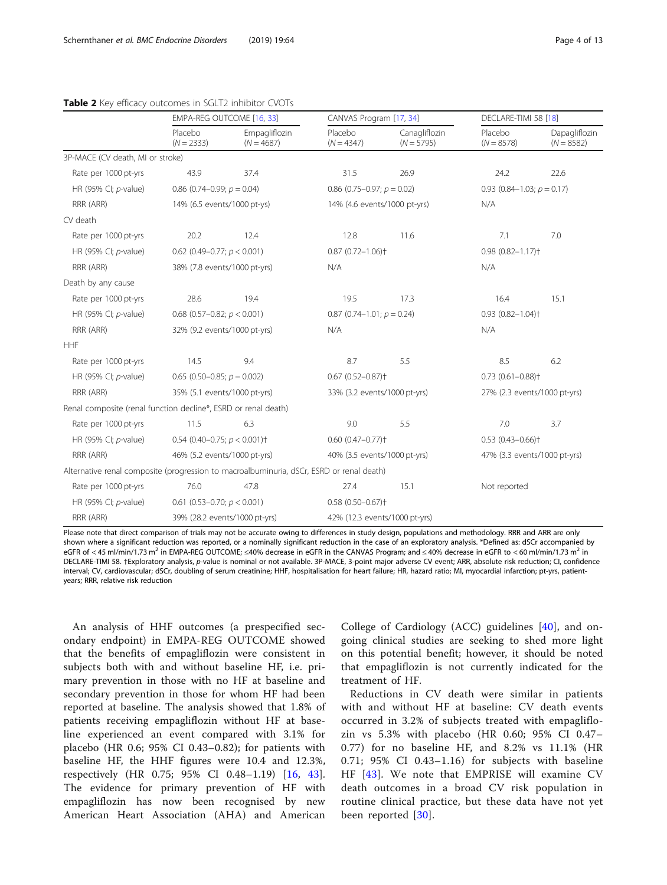**Table 2** Key efficacy outcomes in SGLT2 inhibitor CVOTs

| | EMPA-REG OUTCOME [16, 33] | | CANVAS Program [17, 34] | | DECLARE-TIMI 58 [18] | |
|---|---|---|---|---|---|---|
| | Placebo ($N = 2333$) | Empagliflozin ($N = 4687$) | Placebo ($N = 4347$) | Canagliflozin ($N = 5795$) | Placebo ($N = 8578$) | Dapagliflozin ($N = 8582$) |
| 3P-MACE (CV death, MI or stroke) | | | | | | |
| Rate per 1000 pt-yrs | 43.9 | 37.4 | 31.5 | 26.9 | 24.2 | 22.6 |
| HR (95% CI; *p*-value) | 0.86 (0.74–0.99; $p = 0.04$) | | 0.86 (0.75–0.97; $p = 0.02$) | | 0.93 (0.84–1.03; $p = 0.17$) | |
| RRR (ARR) | 14% (6.5 events/1000 pt-yrs) | | 14% (4.6 events/1000 pt-yrs) | | N/A | |
| CV death | | | | | | |
| Rate per 1000 pt-yrs | 20.2 | 12.4 | 12.8 | 11.6 | 7.1 | 7.0 |
| HR (95% CI; *p*-value) | 0.62 (0.49–0.77; $p < 0.001$) | | 0.87 (0.72–1.06)† | | 0.98 (0.82–1.17)† | |
| RRR (ARR) | 38% (7.8 events/1000 pt-yrs) | | N/A | | N/A | |
| Death by any cause | | | | | | |
| Rate per 1000 pt-yrs | 28.6 | 19.4 | 19.5 | 17.3 | 16.4 | 15.1 |
| HR (95% CI; *p*-value) | 0.68 (0.57–0.82; $p < 0.001$) | | 0.87 (0.74–1.01; $p = 0.24$) | | 0.93 (0.82–1.04)† | |
| RRR (ARR) | 32% (9.2 events/1000 pt-yrs) | | N/A | | N/A | |
| HHF | | | | | | |
| Rate per 1000 pt-yrs | 14.5 | 9.4 | 8.7 | 5.5 | 8.5 | 6.2 |
| HR (95% CI; *p*-value) | 0.65 (0.50–0.85; $p = 0.002$) | | 0.67 (0.52–0.87)† | | 0.73 (0.61–0.88)† | |
| RRR (ARR) | 35% (5.1 events/1000 pt-yrs) | | 33% (3.2 events/1000 pt-yrs) | | 27% (2.3 events/1000 pt-yrs) | |
| Renal composite (renal function decline*, ESRD or renal death) | | | | | | |
| Rate per 1000 pt-yrs | 11.5 | 6.3 | 9.0 | 5.5 | 7.0 | 3.7 |
| HR (95% CI; *p*-value) | 0.54 (0.40–0.75; $p < 0.001$)† | | 0.60 (0.47–0.77)† | | 0.53 (0.43–0.66)† | |
| RRR (ARR) | 46% (5.2 events/1000 pt-yrs) | | 40% (3.5 events/1000 pt-yrs) | | 47% (3.3 events/1000 pt-yrs) | |
| Alternative renal composite (progression to macroalbuminuria, dSCr, ESRD or renal death) | | | | | | |
| Rate per 1000 pt-yrs | 76.0 | 47.8 | 27.4 | 15.1 | Not reported | |
| HR (95% CI; *p*-value) | 0.61 (0.53–0.70; $p < 0.001$) | | 0.58 (0.50–0.67)† | | | |
| RRR (ARR) | 39% (28.2 events/1000 pt-yrs) | | 42% (12.3 events/1000 pt-yrs) | | | |

Please note that direct comparison of trials may not be accurate owing to differences in study design, populations and methodology. RRR and ARR are only shown where a significant reduction was reported, or a nominally significant reduction in the case of an exploratory analysis. *Defined as: dSCr accompanied by eGFR of < 45 ml/min/1.73 m$^2$ in EMPA-REG OUTCOME; ≤40% decrease in eGFR in the CANVAS Program; and ≤ 40% decrease in eGFR to < 60 ml/min/1.73 m$^2$ in DECLARE-TIMI 58. †Exploratory analysis, *p*-value is nominal or not available. 3P-MACE, 3-point major adverse CV event; ARR, absolute risk reduction; CI, confidence interval; CV, cardiovascular; dSCr, doubling of serum creatinine; HHF, hospitalisation for heart failure; HR, hazard ratio; MI, myocardial infarction; pt-yrs, patient-years; RRR, relative risk reduction

An analysis of HHF outcomes (a prespecified secondary endpoint) in EMPA-REG OUTCOME showed that the benefits of empagliflozin were consistent in subjects both with and without baseline HF, i.e. primary prevention in those with no HF at baseline and secondary prevention in those for whom HF had been reported at baseline. The analysis showed that 1.8% of patients receiving empagliflozin without HF at baseline experienced an event compared with 3.1% for placebo (HR 0.6; 95% CI 0.43–0.82); for patients with baseline HF, the HHF figures were 10.4 and 12.3%, respectively (HR 0.75; 95% CI 0.48–1.19) [16, 43]. The evidence for primary prevention of HF with empagliflozin has now been recognised by new American Heart Association (AHA) and American College of Cardiology (ACC) guidelines [40], and ongoing clinical studies are seeking to shed more light on this potential benefit; however, it should be noted that empagliflozin is not currently indicated for the treatment of HF.

Reductions in CV death were similar in patients with and without HF at baseline: CV death events occurred in 3.2% of subjects treated with empagliflozin vs 5.3% with placebo (HR 0.60; 95% CI 0.47–0.77) for no baseline HF, and 8.2% vs 11.1% (HR 0.71; 95% CI 0.43–1.16) for subjects with baseline HF [43]. We note that EMPRISE will examine CV death outcomes in a broad CV risk population in routine clinical practice, but these data have not yet been reported [30].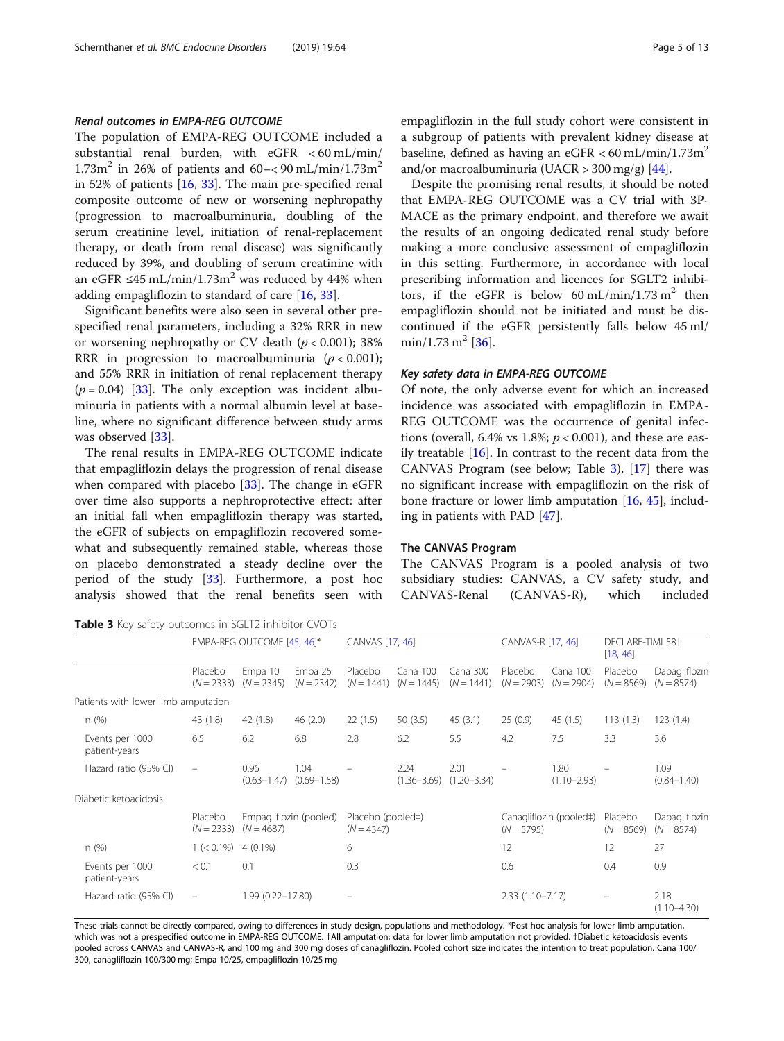#### *Renal outcomes in EMPA-REG OUTCOME*

The population of EMPA-REG OUTCOME included a substantial renal burden, with eGFR < 60 mL/min/1.73m$^2$ in 26% of patients and 60–< 90 mL/min/1.73m$^2$ in 52% of patients [16, 33]. The main pre-specified renal composite outcome of new or worsening nephropathy (progression to macroalbuminuria, doubling of the serum creatinine level, initiation of renal-replacement therapy, or death from renal disease) was significantly reduced by 39%, and doubling of serum creatinine with an eGFR ≤45 mL/min/1.73m$^2$ was reduced by 44% when adding empagliflozin to standard of care [16, 33].

Significant benefits were also seen in several other pre-specified renal parameters, including a 32% RRR in new or worsening nephropathy or CV death ($p < 0.001$); 38% RRR in progression to macroalbuminuria ($p < 0.001$); and 55% RRR in initiation of renal replacement therapy ($p = 0.04$) [33]. The only exception was incident albuminuria in patients with a normal albumin level at baseline, where no significant difference between study arms was observed [33].

The renal results in EMPA-REG OUTCOME indicate that empagliflozin delays the progression of renal disease when compared with placebo [33]. The change in eGFR over time also supports a nephroprotective effect: after an initial fall when empagliflozin therapy was started, the eGFR of subjects on empagliflozin recovered somewhat and subsequently remained stable, whereas those on placebo demonstrated a steady decline over the period of the study [33]. Furthermore, a post hoc analysis showed that the renal benefits seen with empagliflozin in the full study cohort were consistent in a subgroup of patients with prevalent kidney disease at baseline, defined as having an eGFR < 60 mL/min/1.73m$^2$ and/or macroalbuminuria (UACR > 300 mg/g) [44].

Despite the promising renal results, it should be noted that EMPA-REG OUTCOME was a CV trial with 3P-MACE as the primary endpoint, and therefore we await the results of an ongoing dedicated renal study before making a more conclusive assessment of empagliflozin in this setting. Furthermore, in accordance with local prescribing information and licences for SGLT2 inhibitors, if the eGFR is below 60 mL/min/1.73 m$^2$ then empagliflozin should not be initiated and must be discontinued if the eGFR persistently falls below 45 ml/min/1.73 m$^2$ [36].

#### *Key safety data in EMPA-REG OUTCOME*

Of note, the only adverse event for which an increased incidence was associated with empagliflozin in EMPA-REG OUTCOME was the occurrence of genital infections (overall, 6.4% vs 1.8%; $p < 0.001$), and these are easily treatable [16]. In contrast to the recent data from the CANVAS Program (see below; Table 3), [17] there was no significant increase with empagliflozin on the risk of bone fracture or lower limb amputation [16, 45], including in patients with PAD [47].

### The CANVAS Program

The CANVAS Program is a pooled analysis of two subsidiary studies: CANVAS, a CV safety study, and CANVAS-Renal (CANVAS-R), which included

**Table 3** Key safety outcomes in SGLT2 inhibitor CVOTs

| | EMPA-REG OUTCOME [45, 46]* | | | CANVAS [17, 46] | | | CANVAS-R [17, 46] | | DECLARE-TIMI 58† [18, 46] | |
|---|---|---|---|---|---|---|---|---|---|---|
| | Placebo (N = 2333) | Empa 10 (N = 2345) | Empa 25 (N = 2342) | Placebo (N = 1441) | Cana 100 (N = 1445) | Cana 300 (N = 1441) | Placebo (N = 2903) | Cana 100 (N = 2904) | Placebo (N = 8569) | Dapagliflozin (N = 8574) |
| Patients with lower limb amputation | | | | | | | | | | |
| n (%) | 43 (1.8) | 42 (1.8) | 46 (2.0) | 22 (1.5) | 50 (3.5) | 45 (3.1) | 25 (0.9) | 45 (1.5) | 113 (1.3) | 123 (1.4) |
| Events per 1000 patient-years | 6.5 | 6.2 | 6.8 | 2.8 | 6.2 | 5.5 | 4.2 | 7.5 | 3.3 | 3.6 |
| Hazard ratio (95% CI) | – | 0.96 (0.63–1.47) | 1.04 (0.69–1.58) | – | 2.24 (1.36–3.69) | 2.01 (1.20–3.34) | – | 1.80 (1.10–2.93) | – | 1.09 (0.84–1.40) |
| Diabetic ketoacidosis | | | | | | | | | | |
| | Placebo (N = 2333) | Empagliflozin (pooled) (N = 4687) | | Placebo (pooled‡) (N = 4347) | | | Canagliflozin (pooled‡) (N = 5795) | | Placebo (N = 8569) | Dapagliflozin (N = 8574) |
| n (%) | 1 (< 0.1%) | 4 (0.1%) | | 6 | | | 12 | | 12 | 27 |
| Events per 1000 patient-years | < 0.1 | 0.1 | | 0.3 | | | 0.6 | | 0.4 | 0.9 |
| Hazard ratio (95% CI) | – | 1.99 (0.22–17.80) | | – | | | 2.33 (1.10–7.17) | | – | 2.18 (1.10–4.30) |

These trials cannot be directly compared, owing to differences in study design, populations and methodology. *Post hoc analysis for lower limb amputation, which was not a prespecified outcome in EMPA-REG OUTCOME. †All amputation; data for lower limb amputation not provided. ‡Diabetic ketoacidosis events pooled across CANVAS and CANVAS-R, and 100 mg and 300 mg doses of canagliflozin. Pooled cohort size indicates the intention to treat population. Cana 100/300, canagliflozin 100/300 mg; Empa 10/25, empagliflozin 10/25 mg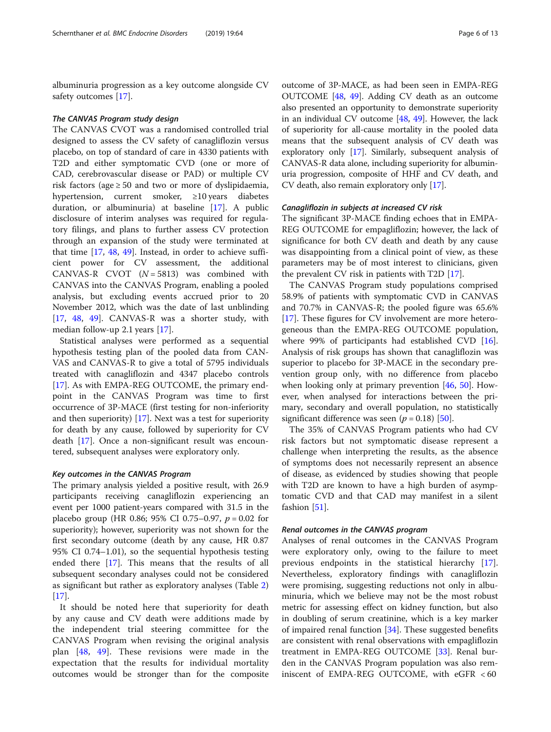albuminuria progression as a key outcome alongside CV safety outcomes [17].

### *The CANVAS Program study design*

The CANVAS CVOT was a randomised controlled trial designed to assess the CV safety of canagliflozin versus placebo, on top of standard of care in 4330 patients with T2D and either symptomatic CVD (one or more of CAD, cerebrovascular disease or PAD) or multiple CV risk factors (age ≥ 50 and two or more of dyslipidaemia, hypertension, current smoker, ≥10 years diabetes duration, or albuminuria) at baseline [17]. A public disclosure of interim analyses was required for regulatory filings, and plans to further assess CV protection through an expansion of the study were terminated at that time [17, 48, 49]. Instead, in order to achieve sufficient power for CV assessment, the additional CANVAS-R CVOT ($N = 5813$) was combined with CANVAS into the CANVAS Program, enabling a pooled analysis, but excluding events accrued prior to 20 November 2012, which was the date of last unblinding [17, 48, 49]. CANVAS-R was a shorter study, with median follow-up 2.1 years [17].

Statistical analyses were performed as a sequential hypothesis testing plan of the pooled data from CANVAS and CANVAS-R to give a total of 5795 individuals treated with canagliflozin and 4347 placebo controls [17]. As with EMPA-REG OUTCOME, the primary endpoint in the CANVAS Program was time to first occurrence of 3P-MACE (first testing for non-inferiority and then superiority) [17]. Next was a test for superiority for death by any cause, followed by superiority for CV death [17]. Once a non-significant result was encountered, subsequent analyses were exploratory only.

### *Key outcomes in the CANVAS Program*

The primary analysis yielded a positive result, with 26.9 participants receiving canagliflozin experiencing an event per 1000 patient-years compared with 31.5 in the placebo group (HR 0.86; 95% CI 0.75–0.97, $p = 0.02$ for superiority); however, superiority was not shown for the first secondary outcome (death by any cause, HR 0.87 95% CI 0.74–1.01), so the sequential hypothesis testing ended there [17]. This means that the results of all subsequent secondary analyses could not be considered as significant but rather as exploratory analyses (Table 2) [17].

It should be noted here that superiority for death by any cause and CV death were additions made by the independent trial steering committee for the CANVAS Program when revising the original analysis plan [48, 49]. These revisions were made in the expectation that the results for individual mortality outcomes would be stronger than for the composite outcome of 3P-MACE, as had been seen in EMPA-REG OUTCOME [48, 49]. Adding CV death as an outcome also presented an opportunity to demonstrate superiority in an individual CV outcome [48, 49]. However, the lack of superiority for all-cause mortality in the pooled data means that the subsequent analysis of CV death was exploratory only [17]. Similarly, subsequent analysis of CANVAS-R data alone, including superiority for albuminuria progression, composite of HHF and CV death, and CV death, also remain exploratory only [17].

### *Canagliflozin in subjects at increased CV risk*

The significant 3P-MACE finding echoes that in EMPA-REG OUTCOME for empagliflozin; however, the lack of significance for both CV death and death by any cause was disappointing from a clinical point of view, as these parameters may be of most interest to clinicians, given the prevalent CV risk in patients with T2D [17].

The CANVAS Program study populations comprised 58.9% of patients with symptomatic CVD in CANVAS and 70.7% in CANVAS-R; the pooled figure was 65.6% [17]. These figures for CV involvement are more heterogeneous than the EMPA-REG OUTCOME population, where 99% of participants had established CVD [16]. Analysis of risk groups has shown that canagliflozin was superior to placebo for 3P-MACE in the secondary prevention group only, with no difference from placebo when looking only at primary prevention [46, 50]. However, when analysed for interactions between the primary, secondary and overall population, no statistically significant difference was seen ($p = 0.18$) [50].

The 35% of CANVAS Program patients who had CV risk factors but not symptomatic disease represent a challenge when interpreting the results, as the absence of symptoms does not necessarily represent an absence of disease, as evidenced by studies showing that people with T2D are known to have a high burden of asymptomatic CVD and that CAD may manifest in a silent fashion [51].

### *Renal outcomes in the CANVAS program*

Analyses of renal outcomes in the CANVAS Program were exploratory only, owing to the failure to meet previous endpoints in the statistical hierarchy [17]. Nevertheless, exploratory findings with canagliflozin were promising, suggesting reductions not only in albuminuria, which we believe may not be the most robust metric for assessing effect on kidney function, but also in doubling of serum creatinine, which is a key marker of impaired renal function [34]. These suggested benefits are consistent with renal observations with empagliflozin treatment in EMPA-REG OUTCOME [33]. Renal burden in the CANVAS Program population was also reminiscent of EMPA-REG OUTCOME, with eGFR < 60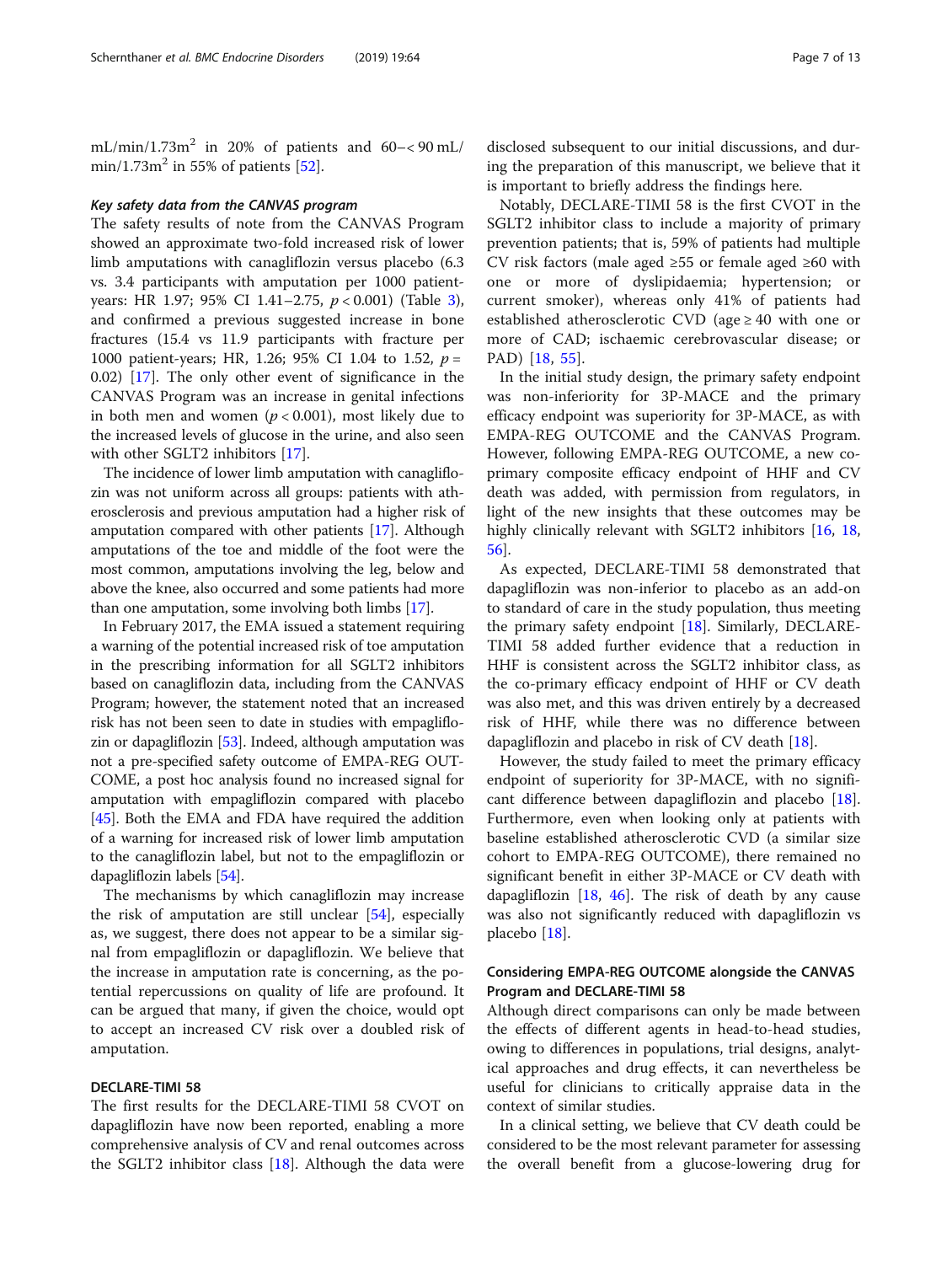mL/min/1.73m$^2$ in 20% of patients and 60–< 90 mL/min/1.73m$^2$ in 55% of patients [52].

#### *Key safety data from the CANVAS program*

The safety results of note from the CANVAS Program showed an approximate two-fold increased risk of lower limb amputations with canagliflozin versus placebo (6.3 vs. 3.4 participants with amputation per 1000 patient-years: HR 1.97; 95% CI 1.41–2.75, $p < 0.001$) (Table 3), and confirmed a previous suggested increase in bone fractures (15.4 vs 11.9 participants with fracture per 1000 patient-years; HR, 1.26; 95% CI 1.04 to 1.52, $p = 0.02$) [17]. The only other event of significance in the CANVAS Program was an increase in genital infections in both men and women ($p < 0.001$), most likely due to the increased levels of glucose in the urine, and also seen with other SGLT2 inhibitors [17].

The incidence of lower limb amputation with canagliflozin was not uniform across all groups: patients with atherosclerosis and previous amputation had a higher risk of amputation compared with other patients [17]. Although amputations of the toe and middle of the foot were the most common, amputations involving the leg, below and above the knee, also occurred and some patients had more than one amputation, some involving both limbs [17].

In February 2017, the EMA issued a statement requiring a warning of the potential increased risk of toe amputation in the prescribing information for all SGLT2 inhibitors based on canagliflozin data, including from the CANVAS Program; however, the statement noted that an increased risk has not been seen to date in studies with empagliflozin or dapagliflozin [53]. Indeed, although amputation was not a pre-specified safety outcome of EMPA-REG OUTCOME, a post hoc analysis found no increased signal for amputation with empagliflozin compared with placebo [45]. Both the EMA and FDA have required the addition of a warning for increased risk of lower limb amputation to the canagliflozin label, but not to the empagliflozin or dapagliflozin labels [54].

The mechanisms by which canagliflozin may increase the risk of amputation are still unclear [54], especially as, we suggest, there does not appear to be a similar signal from empagliflozin or dapagliflozin. We believe that the increase in amputation rate is concerning, as the potential repercussions on quality of life are profound. It can be argued that many, if given the choice, would opt to accept an increased CV risk over a doubled risk of amputation.

### DECLARE-TIMI 58

The first results for the DECLARE-TIMI 58 CVOT on dapagliflozin have now been reported, enabling a more comprehensive analysis of CV and renal outcomes across the SGLT2 inhibitor class [18]. Although the data were disclosed subsequent to our initial discussions, and during the preparation of this manuscript, we believe that it is important to briefly address the findings here.

Notably, DECLARE-TIMI 58 is the first CVOT in the SGLT2 inhibitor class to include a majority of primary prevention patients; that is, 59% of patients had multiple CV risk factors (male aged ≥55 or female aged ≥60 with one or more of dyslipidaemia; hypertension; or current smoker), whereas only 41% of patients had established atherosclerotic CVD (age ≥ 40 with one or more of CAD; ischaemic cerebrovascular disease; or PAD) [18, 55].

In the initial study design, the primary safety endpoint was non-inferiority for 3P-MACE and the primary efficacy endpoint was superiority for 3P-MACE, as with EMPA-REG OUTCOME and the CANVAS Program. However, following EMPA-REG OUTCOME, a new co-primary composite efficacy endpoint of HHF and CV death was added, with permission from regulators, in light of the new insights that these outcomes may be highly clinically relevant with SGLT2 inhibitors [16, 18, 56].

As expected, DECLARE-TIMI 58 demonstrated that dapagliflozin was non-inferior to placebo as an add-on to standard of care in the study population, thus meeting the primary safety endpoint [18]. Similarly, DECLARE-TIMI 58 added further evidence that a reduction in HHF is consistent across the SGLT2 inhibitor class, as the co-primary efficacy endpoint of HHF or CV death was also met, and this was driven entirely by a decreased risk of HHF, while there was no difference between dapagliflozin and placebo in risk of CV death [18].

However, the study failed to meet the primary efficacy endpoint of superiority for 3P-MACE, with no significant difference between dapagliflozin and placebo [18]. Furthermore, even when looking only at patients with baseline established atherosclerotic CVD (a similar size cohort to EMPA-REG OUTCOME), there remained no significant benefit in either 3P-MACE or CV death with dapagliflozin [18, 46]. The risk of death by any cause was also not significantly reduced with dapagliflozin vs placebo [18].

### Considering EMPA-REG OUTCOME alongside the CANVAS Program and DECLARE-TIMI 58

Although direct comparisons can only be made between the effects of different agents in head-to-head studies, owing to differences in populations, trial designs, analytical approaches and drug effects, it can nevertheless be useful for clinicians to critically appraise data in the context of similar studies.

In a clinical setting, we believe that CV death could be considered to be the most relevant parameter for assessing the overall benefit from a glucose-lowering drug for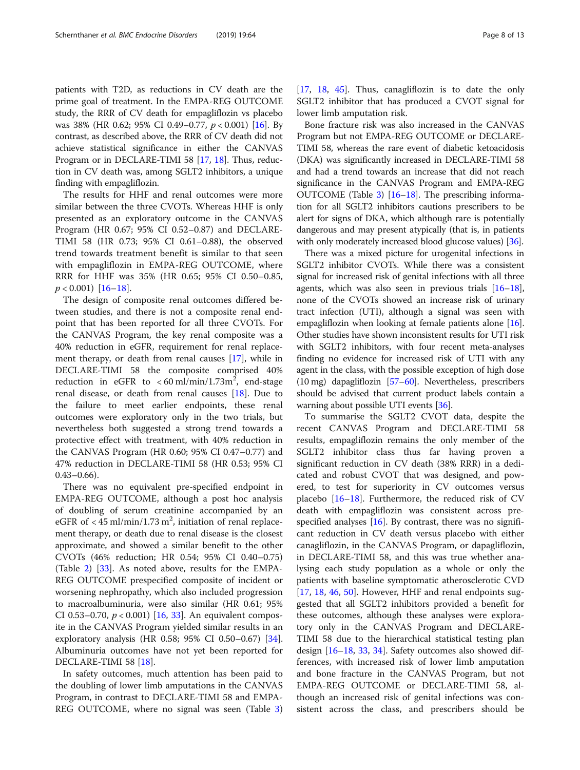patients with T2D, as reductions in CV death are the prime goal of treatment. In the EMPA-REG OUTCOME study, the RRR of CV death for empagliflozin vs placebo was 38% (HR 0.62; 95% CI 0.49–0.77, $p < 0.001$) [16]. By contrast, as described above, the RRR of CV death did not achieve statistical significance in either the CANVAS Program or in DECLARE-TIMI 58 [17, 18]. Thus, reduction in CV death was, among SGLT2 inhibitors, a unique finding with empagliflozin.

The results for HHF and renal outcomes were more similar between the three CVOTs. Whereas HHF is only presented as an exploratory outcome in the CANVAS Program (HR 0.67; 95% CI 0.52–0.87) and DECLARE-TIMI 58 (HR 0.73; 95% CI 0.61–0.88), the observed trend towards treatment benefit is similar to that seen with empagliflozin in EMPA-REG OUTCOME, where RRR for HHF was 35% (HR 0.65; 95% CI 0.50–0.85, $p < 0.001$) [16–18].

The design of composite renal outcomes differed between studies, and there is not a composite renal endpoint that has been reported for all three CVOTs. For the CANVAS Program, the key renal composite was a 40% reduction in eGFR, requirement for renal replacement therapy, or death from renal causes [17], while in DECLARE-TIMI 58 the composite comprised 40% reduction in eGFR to $< 60\ \text{ml/min/1.73m}^2$, end-stage renal disease, or death from renal causes [18]. Due to the failure to meet earlier endpoints, these renal outcomes were exploratory only in the two trials, but nevertheless both suggested a strong trend towards a protective effect with treatment, with 40% reduction in the CANVAS Program (HR 0.60; 95% CI 0.47–0.77) and 47% reduction in DECLARE-TIMI 58 (HR 0.53; 95% CI 0.43–0.66).

There was no equivalent pre-specified endpoint in EMPA-REG OUTCOME, although a post hoc analysis of doubling of serum creatinine accompanied by an eGFR of $< 45\ \text{ml/min/1.73 m}^2$, initiation of renal replacement therapy, or death due to renal disease is the closest approximate, and showed a similar benefit to the other CVOTs (46% reduction; HR 0.54; 95% CI 0.40–0.75) (Table 2) [33]. As noted above, results for the EMPA-REG OUTCOME prespecified composite of incident or worsening nephropathy, which also included progression to macroalbuminuria, were also similar (HR 0.61; 95% CI 0.53–0.70, $p < 0.001$) [16, 33]. An equivalent composite in the CANVAS Program yielded similar results in an exploratory analysis (HR 0.58; 95% CI 0.50–0.67) [34]. Albuminuria outcomes have not yet been reported for DECLARE-TIMI 58 [18].

In safety outcomes, much attention has been paid to the doubling of lower limb amputations in the CANVAS Program, in contrast to DECLARE-TIMI 58 and EMPA-REG OUTCOME, where no signal was seen (Table 3) [17, 18, 45]. Thus, canagliflozin is to date the only SGLT2 inhibitor that has produced a CVOT signal for lower limb amputation risk.

Bone fracture risk was also increased in the CANVAS Program but not EMPA-REG OUTCOME or DECLARE-TIMI 58, whereas the rare event of diabetic ketoacidosis (DKA) was significantly increased in DECLARE-TIMI 58 and had a trend towards an increase that did not reach significance in the CANVAS Program and EMPA-REG OUTCOME (Table 3) [16–18]. The prescribing information for all SGLT2 inhibitors cautions prescribers to be alert for signs of DKA, which although rare is potentially dangerous and may present atypically (that is, in patients with only moderately increased blood glucose values) [36].

There was a mixed picture for urogenital infections in SGLT2 inhibitor CVOTs. While there was a consistent signal for increased risk of genital infections with all three agents, which was also seen in previous trials [16–18], none of the CVOTs showed an increase risk of urinary tract infection (UTI), although a signal was seen with empagliflozin when looking at female patients alone [16]. Other studies have shown inconsistent results for UTI risk with SGLT2 inhibitors, with four recent meta-analyses finding no evidence for increased risk of UTI with any agent in the class, with the possible exception of high dose (10 mg) dapagliflozin [57–60]. Nevertheless, prescribers should be advised that current product labels contain a warning about possible UTI events [36].

To summarise the SGLT2 CVOT data, despite the recent CANVAS Program and DECLARE-TIMI 58 results, empagliflozin remains the only member of the SGLT2 inhibitor class thus far having proven a significant reduction in CV death (38% RRR) in a dedicated and robust CVOT that was designed, and powered, to test for superiority in CV outcomes versus placebo [16–18]. Furthermore, the reduced risk of CV death with empagliflozin was consistent across prespecified analyses [16]. By contrast, there was no significant reduction in CV death versus placebo with either canagliflozin, in the CANVAS Program, or dapagliflozin, in DECLARE-TIMI 58, and this was true whether analysing each study population as a whole or only the patients with baseline symptomatic atherosclerotic CVD [17, 18, 46, 50]. However, HHF and renal endpoints suggested that all SGLT2 inhibitors provided a benefit for these outcomes, although these analyses were exploratory only in the CANVAS Program and DECLARE-TIMI 58 due to the hierarchical statistical testing plan design [16–18, 33, 34]. Safety outcomes also showed differences, with increased risk of lower limb amputation and bone fracture in the CANVAS Program, but not EMPA-REG OUTCOME or DECLARE-TIMI 58, although an increased risk of genital infections was consistent across the class, and prescribers should be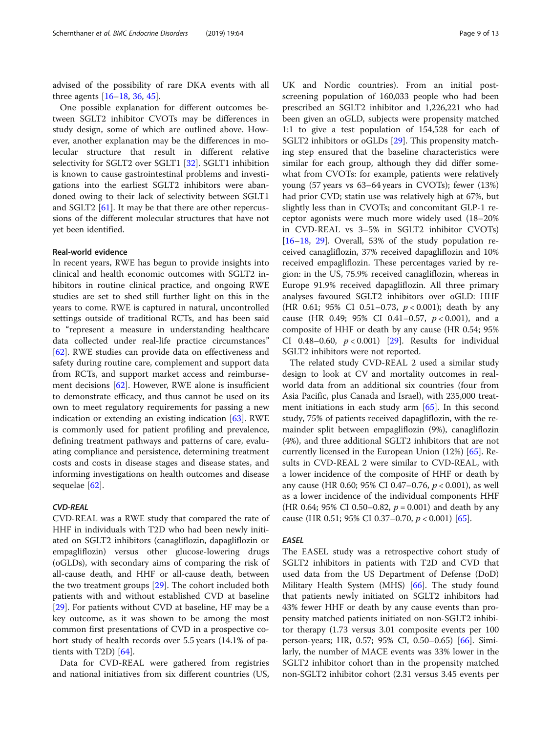advised of the possibility of rare DKA events with all three agents [16–18, 36, 45].

One possible explanation for different outcomes between SGLT2 inhibitor CVOTs may be differences in study design, some of which are outlined above. However, another explanation may be the differences in molecular structure that result in different relative selectivity for SGLT2 over SGLT1 [32]. SGLT1 inhibition is known to cause gastrointestinal problems and investigations into the earliest SGLT2 inhibitors were abandoned owing to their lack of selectivity between SGLT1 and SGLT2 [61]. It may be that there are other repercussions of the different molecular structures that have not yet been identified.

### Real-world evidence

In recent years, RWE has begun to provide insights into clinical and health economic outcomes with SGLT2 inhibitors in routine clinical practice, and ongoing RWE studies are set to shed still further light on this in the years to come. RWE is captured in natural, uncontrolled settings outside of traditional RCTs, and has been said to "represent a measure in understanding healthcare data collected under real-life practice circumstances" [62]. RWE studies can provide data on effectiveness and safety during routine care, complement and support data from RCTs, and support market access and reimbursement decisions [62]. However, RWE alone is insufficient to demonstrate efficacy, and thus cannot be used on its own to meet regulatory requirements for passing a new indication or extending an existing indication [63]. RWE is commonly used for patient profiling and prevalence, defining treatment pathways and patterns of care, evaluating compliance and persistence, determining treatment costs and costs in disease stages and disease states, and informing investigations on health outcomes and disease sequelae [62].

#### *CVD-REAL*

CVD-REAL was a RWE study that compared the rate of HHF in individuals with T2D who had been newly initiated on SGLT2 inhibitors (canagliflozin, dapagliflozin or empagliflozin) versus other glucose-lowering drugs (oGLDs), with secondary aims of comparing the risk of all-cause death, and HHF or all-cause death, between the two treatment groups [29]. The cohort included both patients with and without established CVD at baseline [29]. For patients without CVD at baseline, HF may be a key outcome, as it was shown to be among the most common first presentations of CVD in a prospective cohort study of health records over 5.5 years (14.1% of patients with T2D) [64].

Data for CVD-REAL were gathered from registries and national initiatives from six different countries (US, UK and Nordic countries). From an initial post-screening population of 160,033 people who had been prescribed an SGLT2 inhibitor and 1,226,221 who had been given an oGLD, subjects were propensity matched 1:1 to give a test population of 154,528 for each of SGLT2 inhibitors or oGLDs [29]. This propensity matching step ensured that the baseline characteristics were similar for each group, although they did differ somewhat from CVOTs: for example, patients were relatively young (57 years vs 63–64 years in CVOTs); fewer (13%) had prior CVD; statin use was relatively high at 67%, but slightly less than in CVOTs; and concomitant GLP-1 receptor agonists were much more widely used (18–20% in CVD-REAL vs 3–5% in SGLT2 inhibitor CVOTs) [16–18, 29]. Overall, 53% of the study population received canagliflozin, 37% received dapagliflozin and 10% received empagliflozin. These percentages varied by region: in the US, 75.9% received canagliflozin, whereas in Europe 91.9% received dapagliflozin. All three primary analyses favoured SGLT2 inhibitors over oGLD: HHF (HR 0.61; 95% CI 0.51–0.73, $p < 0.001$); death by any cause (HR 0.49; 95% CI 0.41–0.57, $p < 0.001$), and a composite of HHF or death by any cause (HR 0.54; 95% CI 0.48–0.60, $p < 0.001$) [29]. Results for individual SGLT2 inhibitors were not reported.

The related study CVD-REAL 2 used a similar study design to look at CV and mortality outcomes in real-world data from an additional six countries (four from Asia Pacific, plus Canada and Israel), with 235,000 treatment initiations in each study arm [65]. In this second study, 75% of patients received dapagliflozin, with the remainder split between empagliflozin (9%), canagliflozin (4%), and three additional SGLT2 inhibitors that are not currently licensed in the European Union (12%) [65]. Results in CVD-REAL 2 were similar to CVD-REAL, with a lower incidence of the composite of HHF or death by any cause (HR 0.60; 95% CI 0.47–0.76, $p < 0.001$), as well as a lower incidence of the individual components HHF (HR 0.64; 95% CI 0.50–0.82, $p = 0.001$) and death by any cause (HR 0.51; 95% CI 0.37–0.70, $p < 0.001$) [65].

#### *EASEL*

The EASEL study was a retrospective cohort study of SGLT2 inhibitors in patients with T2D and CVD that used data from the US Department of Defense (DoD) Military Health System (MHS) [66]. The study found that patients newly initiated on SGLT2 inhibitors had 43% fewer HHF or death by any cause events than propensity matched patients initiated on non-SGLT2 inhibitor therapy (1.73 versus 3.01 composite events per 100 person-years; HR, 0.57; 95% CI, 0.50–0.65) [66]. Similarly, the number of MACE events was 33% lower in the SGLT2 inhibitor cohort than in the propensity matched non-SGLT2 inhibitor cohort (2.31 versus 3.45 events per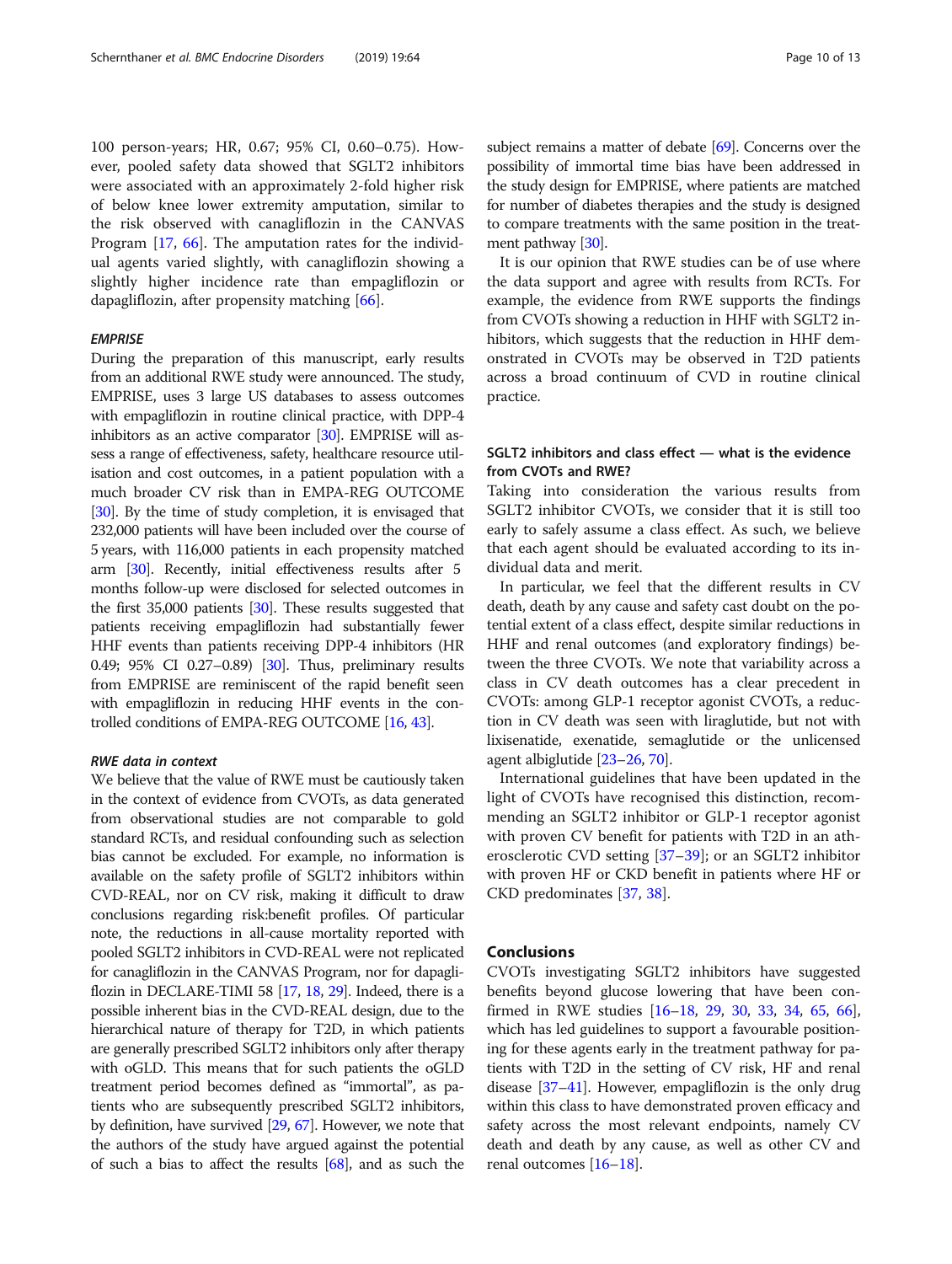100 person-years; HR, 0.67; 95% CI, 0.60–0.75). However, pooled safety data showed that SGLT2 inhibitors were associated with an approximately 2-fold higher risk of below knee lower extremity amputation, similar to the risk observed with canagliflozin in the CANVAS Program [17, 66]. The amputation rates for the individual agents varied slightly, with canagliflozin showing a slightly higher incidence rate than empagliflozin or dapagliflozin, after propensity matching [66].

### *EMPRISE*

During the preparation of this manuscript, early results from an additional RWE study were announced. The study, EMPRISE, uses 3 large US databases to assess outcomes with empagliflozin in routine clinical practice, with DPP-4 inhibitors as an active comparator [30]. EMPRISE will assess a range of effectiveness, safety, healthcare resource utilisation and cost outcomes, in a patient population with a much broader CV risk than in EMPA-REG OUTCOME [30]. By the time of study completion, it is envisaged that 232,000 patients will have been included over the course of 5 years, with 116,000 patients in each propensity matched arm [30]. Recently, initial effectiveness results after 5 months follow-up were disclosed for selected outcomes in the first 35,000 patients [30]. These results suggested that patients receiving empagliflozin had substantially fewer HHF events than patients receiving DPP-4 inhibitors (HR 0.49; 95% CI 0.27–0.89) [30]. Thus, preliminary results from EMPRISE are reminiscent of the rapid benefit seen with empagliflozin in reducing HHF events in the controlled conditions of EMPA-REG OUTCOME [16, 43].

### *RWE data in context*

We believe that the value of RWE must be cautiously taken in the context of evidence from CVOTs, as data generated from observational studies are not comparable to gold standard RCTs, and residual confounding such as selection bias cannot be excluded. For example, no information is available on the safety profile of SGLT2 inhibitors within CVD-REAL, nor on CV risk, making it difficult to draw conclusions regarding risk:benefit profiles. Of particular note, the reductions in all-cause mortality reported with pooled SGLT2 inhibitors in CVD-REAL were not replicated for canagliflozin in the CANVAS Program, nor for dapagliflozin in DECLARE-TIMI 58 [17, 18, 29]. Indeed, there is a possible inherent bias in the CVD-REAL design, due to the hierarchical nature of therapy for T2D, in which patients are generally prescribed SGLT2 inhibitors only after therapy with oGLD. This means that for such patients the oGLD treatment period becomes defined as "immortal", as patients who are subsequently prescribed SGLT2 inhibitors, by definition, have survived [29, 67]. However, we note that the authors of the study have argued against the potential of such a bias to affect the results [68], and as such the subject remains a matter of debate [69]. Concerns over the possibility of immortal time bias have been addressed in the study design for EMPRISE, where patients are matched for number of diabetes therapies and the study is designed to compare treatments with the same position in the treatment pathway [30].

It is our opinion that RWE studies can be of use where the data support and agree with results from RCTs. For example, the evidence from RWE supports the findings from CVOTs showing a reduction in HHF with SGLT2 inhibitors, which suggests that the reduction in HHF demonstrated in CVOTs may be observed in T2D patients across a broad continuum of CVD in routine clinical practice.

## SGLT2 inhibitors and class effect — what is the evidence from CVOTs and RWE?

Taking into consideration the various results from SGLT2 inhibitor CVOTs, we consider that it is still too early to safely assume a class effect. As such, we believe that each agent should be evaluated according to its individual data and merit.

In particular, we feel that the different results in CV death, death by any cause and safety cast doubt on the potential extent of a class effect, despite similar reductions in HHF and renal outcomes (and exploratory findings) between the three CVOTs. We note that variability across a class in CV death outcomes has a clear precedent in CVOTs: among GLP-1 receptor agonist CVOTs, a reduction in CV death was seen with liraglutide, but not with lixisenatide, exenatide, semaglutide or the unlicensed agent albiglutide [23–26, 70].

International guidelines that have been updated in the light of CVOTs have recognised this distinction, recommending an SGLT2 inhibitor or GLP-1 receptor agonist with proven CV benefit for patients with T2D in an atherosclerotic CVD setting [37–39]; or an SGLT2 inhibitor with proven HF or CKD benefit in patients where HF or CKD predominates [37, 38].

## Conclusions

CVOTs investigating SGLT2 inhibitors have suggested benefits beyond glucose lowering that have been confirmed in RWE studies [16–18, 29, 30, 33, 34, 65, 66], which has led guidelines to support a favourable positioning for these agents early in the treatment pathway for patients with T2D in the setting of CV risk, HF and renal disease [37–41]. However, empagliflozin is the only drug within this class to have demonstrated proven efficacy and safety across the most relevant endpoints, namely CV death and death by any cause, as well as other CV and renal outcomes [16–18].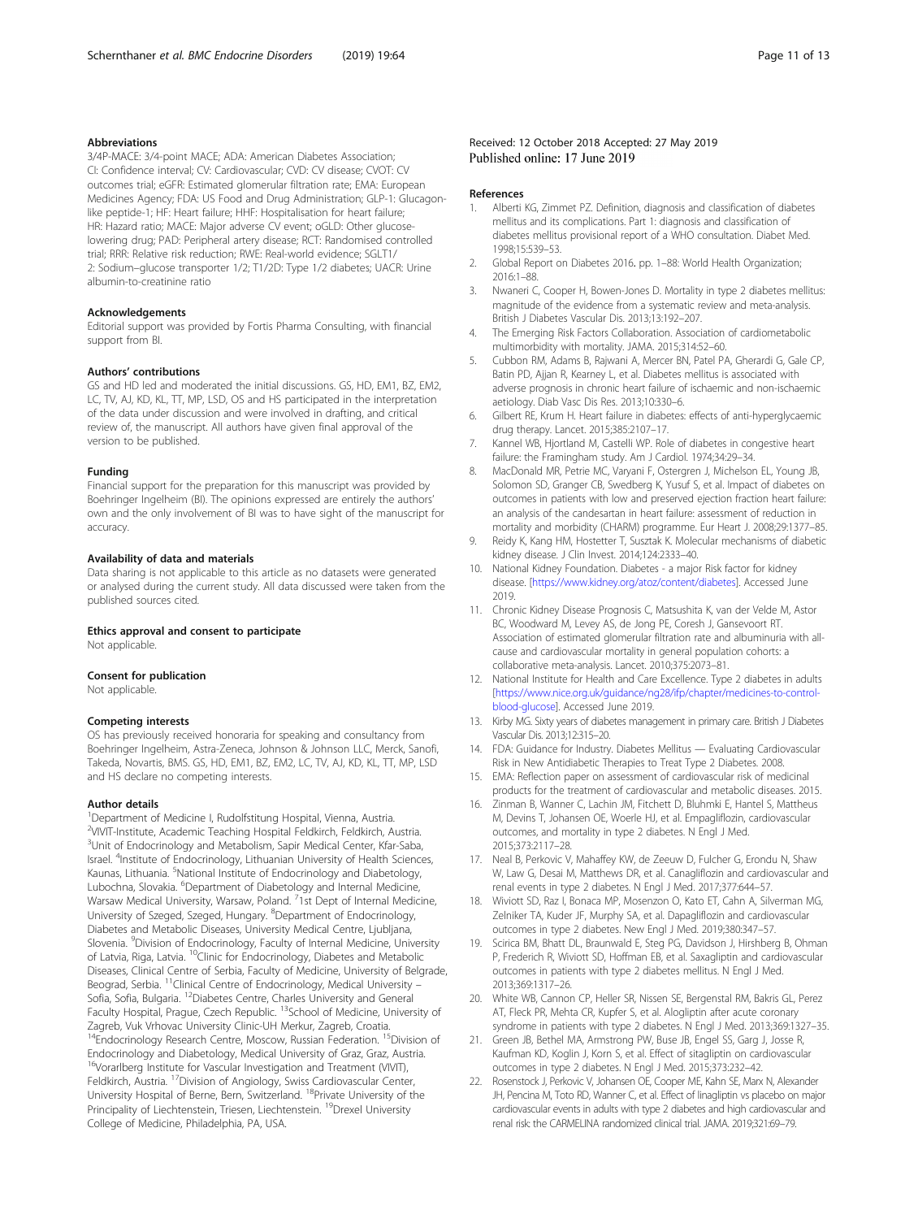### Abbreviations

3/4P-MACE: 3/4-point MACE; ADA: American Diabetes Association; CI: Confidence interval; CV: Cardiovascular; CVD: CV disease; CVOT: CV outcomes trial; eGFR: Estimated glomerular filtration rate; EMA: European Medicines Agency; FDA: US Food and Drug Administration; GLP-1: Glucagon-like peptide-1; HF: Heart failure; HHF: Hospitalisation for heart failure; HR: Hazard ratio; MACE: Major adverse CV event; oGLD: Other glucose-lowering drug; PAD: Peripheral artery disease; RCT: Randomised controlled trial; RRR: Relative risk reduction; RWE: Real-world evidence; SGLT1/2: Sodium–glucose transporter 1/2; T1/2D: Type 1/2 diabetes; UACR: Urine albumin-to-creatinine ratio

### Acknowledgements

Editorial support was provided by Fortis Pharma Consulting, with financial support from BI.

### Authors' contributions

GS and HD led and moderated the initial discussions. GS, HD, EM1, BZ, EM2, LC, TV, AJ, KD, KL, TT, MP, LSD, OS and HS participated in the interpretation of the data under discussion and were involved in drafting, and critical review of, the manuscript. All authors have given final approval of the version to be published.

### Funding

Financial support for the preparation for this manuscript was provided by Boehringer Ingelheim (BI). The opinions expressed are entirely the authors' own and the only involvement of BI was to have sight of the manuscript for accuracy.

### Availability of data and materials

Data sharing is not applicable to this article as no datasets were generated or analysed during the current study. All data discussed were taken from the published sources cited.

### Ethics approval and consent to participate

Not applicable.

### Consent for publication

Not applicable.

### Competing interests

OS has previously received honoraria for speaking and consultancy from Boehringer Ingelheim, Astra-Zeneca, Johnson & Johnson LLC, Merck, Sanofi, Takeda, Novartis, BMS. GS, HD, EM1, BZ, EM2, LC, TV, AJ, KD, KL, TT, MP, LSD and HS declare no competing interests.

### Author details

[1]Department of Medicine I, Rudolfstitung Hospital, Vienna, Austria. [2]VIVIT-Institute, Academic Teaching Hospital Feldkirch, Feldkirch, Austria. [3]Unit of Endocrinology and Metabolism, Sapir Medical Center, Kfar-Saba, Israel. [4]Institute of Endocrinology, Lithuanian University of Health Sciences, Kaunas, Lithuania. [5]National Institute of Endocrinology and Diabetology, Lubochna, Slovakia. [6]Department of Diabetology and Internal Medicine, Warsaw Medical University, Warsaw, Poland. [7]1st Dept of Internal Medicine, University of Szeged, Szeged, Hungary. [8]Department of Endocrinology, Diabetes and Metabolic Diseases, University Medical Centre, Ljubljana, Slovenia. [9]Division of Endocrinology, Faculty of Internal Medicine, University of Latvia, Riga, Latvia. [10]Clinic for Endocrinology, Diabetes and Metabolic Diseases, Clinical Centre of Serbia, Faculty of Medicine, University of Belgrade, Beograd, Serbia. [11]Clinical Centre of Endocrinology, Medical University – Sofia, Sofia, Bulgaria. [12]Diabetes Centre, Charles University and General Faculty Hospital, Prague, Czech Republic. [13]School of Medicine, University of Zagreb, Vuk Vrhovac University Clinic-UH Merkur, Zagreb, Croatia. [14]Endocrinology Research Centre, Moscow, Russian Federation. [15]Division of Endocrinology and Diabetology, Medical University of Graz, Graz, Austria. [16]Vorarlberg Institute for Vascular Investigation and Treatment (VIVIT), Feldkirch, Austria. [17]Division of Angiology, Swiss Cardiovascular Center, University Hospital of Berne, Bern, Switzerland. [18]Private University of the Principality of Liechtenstein, Triesen, Liechtenstein. [19]Drexel University College of Medicine, Philadelphia, PA, USA.

Received: 12 October 2018 Accepted: 27 May 2019
Published online: 17 June 2019

### References

1. Alberti KG, Zimmet PZ. Definition, diagnosis and classification of diabetes mellitus and its complications. Part 1: diagnosis and classification of diabetes mellitus provisional report of a WHO consultation. Diabet Med. 1998;15:539–53.
2. Global Report on Diabetes 2016. pp. 1–88: World Health Organization; 2016:1–88.
3. Nwaneri C, Cooper H, Bowen-Jones D. Mortality in type 2 diabetes mellitus: magnitude of the evidence from a systematic review and meta-analysis. British J Diabetes Vascular Dis. 2013;13:192–207.
4. The Emerging Risk Factors Collaboration. Association of cardiometabolic multimorbidity with mortality. JAMA. 2015;314:52–60.
5. Cubbon RM, Adams B, Rajwani A, Mercer BN, Patel PA, Gherardi G, Gale CP, Batin PD, Ajjan R, Kearney L, et al. Diabetes mellitus is associated with adverse prognosis in chronic heart failure of ischaemic and non-ischaemic aetiology. Diab Vasc Dis Res. 2013;10:330–6.
6. Gilbert RE, Krum H. Heart failure in diabetes: effects of anti-hyperglycaemic drug therapy. Lancet. 2015;385:2107–17.
7. Kannel WB, Hjortland M, Castelli WP. Role of diabetes in congestive heart failure: the Framingham study. Am J Cardiol. 1974;34:29–34.
8. MacDonald MR, Petrie MC, Varyani F, Ostergren J, Michelson EL, Young JB, Solomon SD, Granger CB, Swedberg K, Yusuf S, et al. Impact of diabetes on outcomes in patients with low and preserved ejection fraction heart failure: an analysis of the candesartan in heart failure: assessment of reduction in mortality and morbidity (CHARM) programme. Eur Heart J. 2008;29:1377–85.
9. Reidy K, Kang HM, Hostetter T, Susztak K. Molecular mechanisms of diabetic kidney disease. J Clin Invest. 2014;124:2333–40.
10. National Kidney Foundation. Diabetes - a major Risk factor for kidney disease. [https://www.kidney.org/atoz/content/diabetes]. Accessed June 2019.
11. Chronic Kidney Disease Prognosis C, Matsushita K, van der Velde M, Astor BC, Woodward M, Levey AS, de Jong PE, Coresh J, Gansevoort RT. Association of estimated glomerular filtration rate and albuminuria with all-cause and cardiovascular mortality in general population cohorts: a collaborative meta-analysis. Lancet. 2010;375:2073–81.
12. National Institute for Health and Care Excellence. Type 2 diabetes in adults [https://www.nice.org.uk/guidance/ng28/ifp/chapter/medicines-to-control-blood-glucose]. Accessed June 2019.
13. Kirby MG. Sixty years of diabetes management in primary care. British J Diabetes Vascular Dis. 2013;12:315–20.
14. FDA: Guidance for Industry. Diabetes Mellitus — Evaluating Cardiovascular Risk in New Antidiabetic Therapies to Treat Type 2 Diabetes. 2008.
15. EMA: Reflection paper on assessment of cardiovascular risk of medicinal products for the treatment of cardiovascular and metabolic diseases. 2015.
16. Zinman B, Wanner C, Lachin JM, Fitchett D, Bluhmki E, Hantel S, Mattheus M, Devins T, Johansen OE, Woerle HJ, et al. Empagliflozin, cardiovascular outcomes, and mortality in type 2 diabetes. N Engl J Med. 2015;373:2117–28.
17. Neal B, Perkovic V, Mahaffey KW, de Zeeuw D, Fulcher G, Erondu N, Shaw W, Law G, Desai M, Matthews DR, et al. Canagliflozin and cardiovascular and renal events in type 2 diabetes. N Engl J Med. 2017;377:644–57.
18. Wiviott SD, Raz I, Bonaca MP, Mosenzon O, Kato ET, Cahn A, Silverman MG, Zelniker TA, Kuder JF, Murphy SA, et al. Dapagliflozin and cardiovascular outcomes in type 2 diabetes. New Engl J Med. 2019;380:347–57.
19. Scirica BM, Bhatt DL, Braunwald E, Steg PG, Davidson J, Hirshberg B, Ohman P, Frederich R, Wiviott SD, Hoffman EB, et al. Saxagliptin and cardiovascular outcomes in patients with type 2 diabetes mellitus. N Engl J Med. 2013;369:1317–26.
20. White WB, Cannon CP, Heller SR, Nissen SE, Bergenstal RM, Bakris GL, Perez AT, Fleck PR, Mehta CR, Kupfer S, et al. Alogliptin after acute coronary syndrome in patients with type 2 diabetes. N Engl J Med. 2013;369:1327–35.
21. Green JB, Bethel MA, Armstrong PW, Buse JB, Engel SS, Garg J, Josse R, Kaufman KD, Koglin J, Korn S, et al. Effect of sitagliptin on cardiovascular outcomes in type 2 diabetes. N Engl J Med. 2015;373:232–42.
22. Rosenstock J, Perkovic V, Johansen OE, Cooper ME, Kahn SE, Marx N, Alexander JH, Pencina M, Toto RD, Wanner C, et al. Effect of linagliptin vs placebo on major cardiovascular events in adults with type 2 diabetes and high cardiovascular and renal risk: the CARMELINA randomized clinical trial. JAMA. 2019;321:69–79.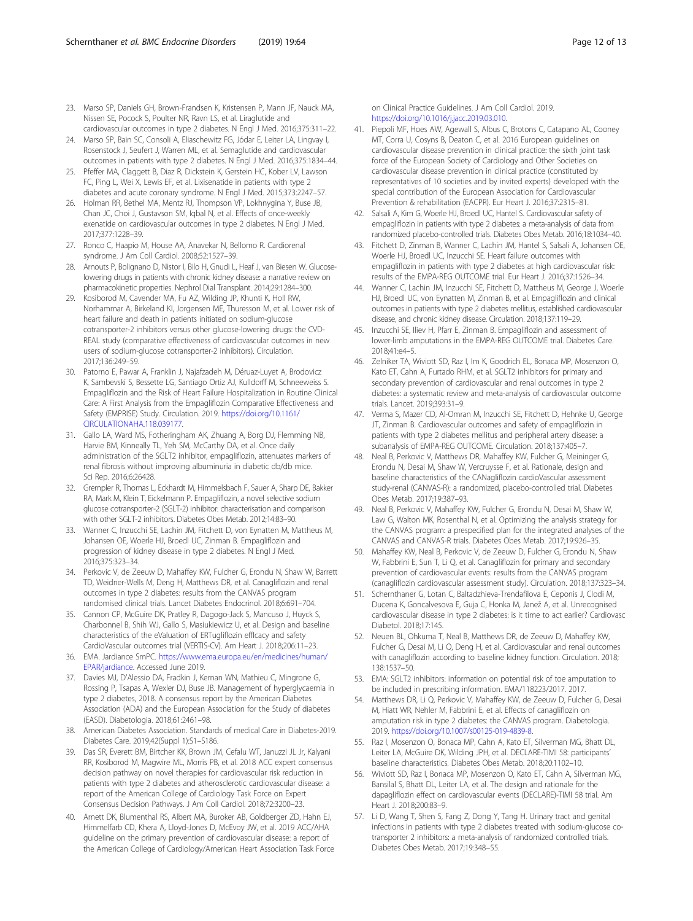23. Marso SP, Daniels GH, Brown-Frandsen K, Kristensen P, Mann JF, Nauck MA, Nissen SE, Pocock S, Poulter NR, Ravn LS, et al. Liraglutide and cardiovascular outcomes in type 2 diabetes. N Engl J Med. 2016;375:311–22.
24. Marso SP, Bain SC, Consoli A, Eliaschewitz FG, Jódar E, Leiter LA, Lingvay I, Rosenstock J, Seufert J, Warren ML, et al. Semaglutide and cardiovascular outcomes in patients with type 2 diabetes. N Engl J Med. 2016;375:1834–44.
25. Pfeffer MA, Claggett B, Diaz R, Dickstein K, Gerstein HC, Kober LV, Lawson FC, Ping L, Wei X, Lewis EF, et al. Lixisenatide in patients with type 2 diabetes and acute coronary syndrome. N Engl J Med. 2015;373:2247–57.
26. Holman RR, Bethel MA, Mentz RJ, Thompson VP, Lokhnygina Y, Buse JB, Chan JC, Choi J, Gustavson SM, Iqbal N, et al. Effects of once-weekly exenatide on cardiovascular outcomes in type 2 diabetes. N Engl J Med. 2017;377:1228–39.
27. Ronco C, Haapio M, House AA, Anavekar N, Bellomo R. Cardiorenal syndrome. J Am Coll Cardiol. 2008;52:1527–39.
28. Arnouts P, Bolignano D, Nistor I, Bilo H, Gnudi L, Heaf J, van Biesen W. Glucose-lowering drugs in patients with chronic kidney disease: a narrative review on pharmacokinetic properties. Nephrol Dial Transplant. 2014;29:1284–300.
29. Kosiborod M, Cavender MA, Fu AZ, Wilding JP, Khunti K, Holl RW, Norhammar A, Birkeland KI, Jorgensen ME, Thuresson M, et al. Lower risk of heart failure and death in patients initiated on sodium-glucose cotransporter-2 inhibitors versus other glucose-lowering drugs: the CVD-REAL study (comparative effectiveness of cardiovascular outcomes in new users of sodium-glucose cotransporter-2 inhibitors). Circulation. 2017;136:249–59.
30. Patorno E, Pawar A, Franklin J, Najafzadeh M, Déruaz-Luyet A, Brodovicz K, Sambevski S, Bessette LG, Santiago Ortiz AJ, Kulldorff M, Schneeweiss S. Empagliflozin and the Risk of Heart Failure Hospitalization in Routine Clinical Care: A First Analysis from the Empagliflozin Comparative Effectiveness and Safety (EMPRISE) Study. Circulation. 2019. https://doi.org/10.1161/CIRCULATIONAHA.118.039177.
31. Gallo LA, Ward MS, Fotheringham AK, Zhuang A, Borg DJ, Flemming NB, Harvie BM, Kinneally TL, Yeh SM, McCarthy DA, et al. Once daily administration of the SGLT2 inhibitor, empagliflozin, attenuates markers of renal fibrosis without improving albuminuria in diabetic db/db mice. Sci Rep. 2016;6:26428.
32. Grempler R, Thomas L, Eckhardt M, Himmelsbach F, Sauer A, Sharp DE, Bakker RA, Mark M, Klein T, Eickelmann P. Empagliflozin, a novel selective sodium glucose cotransporter-2 (SGLT-2) inhibitor: characterisation and comparison with other SGLT-2 inhibitors. Diabetes Obes Metab. 2012;14:83–90.
33. Wanner C, Inzucchi SE, Lachin JM, Fitchett D, von Eynatten M, Mattheus M, Johansen OE, Woerle HJ, Broedl UC, Zinman B. Empagliflozin and progression of kidney disease in type 2 diabetes. N Engl J Med. 2016;375:323–34.
34. Perkovic V, de Zeeuw D, Mahaffey KW, Fulcher G, Erondu N, Shaw W, Barrett TD, Weidner-Wells M, Deng H, Matthews DR, et al. Canagliflozin and renal outcomes in type 2 diabetes: results from the CANVAS program randomised clinical trials. Lancet Diabetes Endocrinol. 2018;6:691–704.
35. Cannon CP, McGuire DK, Pratley R, Dagogo-Jack S, Mancuso J, Huyck S, Charbonnel B, Shih WJ, Gallo S, Masiukiewicz U, et al. Design and baseline characteristics of the eValuation of ERTugliflozin effIcacy and safety CardioVascular outcomes trial (VERTIS-CV). Am Heart J. 2018;206:11–23.
36. EMA. Jardiance SmPC. https://www.ema.europa.eu/en/medicines/human/EPAR/jardiance. Accessed June 2019.
37. Davies MJ, D'Alessio DA, Fradkin J, Kernan WN, Mathieu C, Mingrone G, Rossing P, Tsapas A, Wexler DJ, Buse JB. Management of hyperglycaemia in type 2 diabetes, 2018. A consensus report by the American Diabetes Association (ADA) and the European Association for the Study of diabetes (EASD). Diabetologia. 2018;61:2461–98.
38. American Diabetes Association. Standards of medical Care in Diabetes-2019. Diabetes Care. 2019;42(Suppl 1):S1–S186.
39. Das SR, Everett BM, Birtcher KK, Brown JM, Cefalu WT, Januzzi JL Jr, Kalyani RR, Kosiborod M, Magwire ML, Morris PB, et al. 2018 ACC expert consensus decision pathway on novel therapies for cardiovascular risk reduction in patients with type 2 diabetes and atherosclerotic cardiovascular disease: a report of the American College of Cardiology Task Force on Expert Consensus Decision Pathways. J Am Coll Cardiol. 2018;72:3200–23.
40. Arnett DK, Blumenthal RS, Albert MA, Buroker AB, Goldberger ZD, Hahn EJ, Himmelfarb CD, Khera A, Lloyd-Jones D, McEvoy JW, et al. 2019 ACC/AHA guideline on the primary prevention of cardiovascular disease: a report of the American College of Cardiology/American Heart Association Task Force on Clinical Practice Guidelines. J Am Coll Cardiol. 2019. https://doi.org/10.1016/j.jacc.2019.03.010.
41. Piepoli MF, Hoes AW, Agewall S, Albus C, Brotons C, Catapano AL, Cooney MT, Corra U, Cosyns B, Deaton C, et al. 2016 European guidelines on cardiovascular disease prevention in clinical practice: the sixth joint task force of the European Society of Cardiology and Other Societies on cardiovascular disease prevention in clinical practice (constituted by representatives of 10 societies and by invited experts) developed with the special contribution of the European Association for Cardiovascular Prevention & rehabilitation (EACPR). Eur Heart J. 2016;37:2315–81.
42. Salsali A, Kim G, Woerle HJ, Broedl UC, Hantel S. Cardiovascular safety of empagliflozin in patients with type 2 diabetes: a meta-analysis of data from randomized placebo-controlled trials. Diabetes Obes Metab. 2016;18:1034–40.
43. Fitchett D, Zinman B, Wanner C, Lachin JM, Hantel S, Salsali A, Johansen OE, Woerle HJ, Broedl UC, Inzucchi SE. Heart failure outcomes with empagliflozin in patients with type 2 diabetes at high cardiovascular risk: results of the EMPA-REG OUTCOME trial. Eur Heart J. 2016;37:1526–34.
44. Wanner C, Lachin JM, Inzucchi SE, Fitchett D, Mattheus M, George J, Woerle HJ, Broedl UC, von Eynatten M, Zinman B, et al. Empagliflozin and clinical outcomes in patients with type 2 diabetes mellitus, established cardiovascular disease, and chronic kidney disease. Circulation. 2018;137:119–29.
45. Inzucchi SE, Iliev H, Pfarr E, Zinman B. Empagliflozin and assessment of lower-limb amputations in the EMPA-REG OUTCOME trial. Diabetes Care. 2018;41:e4–5.
46. Zelniker TA, Wiviott SD, Raz I, Im K, Goodrich EL, Bonaca MP, Mosenzon O, Kato ET, Cahn A, Furtado RHM, et al. SGLT2 inhibitors for primary and secondary prevention of cardiovascular and renal outcomes in type 2 diabetes: a systematic review and meta-analysis of cardiovascular outcome trials. Lancet. 2019;393:31–9.
47. Verma S, Mazer CD, Al-Omran M, Inzucchi SE, Fitchett D, Hehnke U, George JT, Zinman B. Cardiovascular outcomes and safety of empagliflozin in patients with type 2 diabetes mellitus and peripheral artery disease: a subanalysis of EMPA-REG OUTCOME. Circulation. 2018;137:405–7.
48. Neal B, Perkovic V, Matthews DR, Mahaffey KW, Fulcher G, Meininger G, Erondu N, Desai M, Shaw W, Vercruysse F, et al. Rationale, design and baseline characteristics of the CANagliflozin cardioVascular assessment study-renal (CANVAS-R): a randomized, placebo-controlled trial. Diabetes Obes Metab. 2017;19:387–93.
49. Neal B, Perkovic V, Mahaffey KW, Fulcher G, Erondu N, Desai M, Shaw W, Law G, Walton MK, Rosenthal N, et al. Optimizing the analysis strategy for the CANVAS program: a prespecified plan for the integrated analyses of the CANVAS and CANVAS-R trials. Diabetes Obes Metab. 2017;19:926–35.
50. Mahaffey KW, Neal B, Perkovic V, de Zeeuw D, Fulcher G, Erondu N, Shaw W, Fabbrini E, Sun T, Li Q, et al. Canagliflozin for primary and secondary prevention of cardiovascular events: results from the CANVAS program (canagliflozin cardiovascular assessment study). Circulation. 2018;137:323–34.
51. Schernthaner G, Lotan C, Baltadzhieva-Trendafilova E, Ceponis J, Clodi M, Ducena K, Goncalvesova E, Guja C, Honka M, Janež A, et al. Unrecognised cardiovascular disease in type 2 diabetes: is it time to act earlier? Cardiovasc Diabetol. 2018;17:145.
52. Neuen BL, Ohkuma T, Neal B, Matthews DR, de Zeeuw D, Mahaffey KW, Fulcher G, Desai M, Li Q, Deng H, et al. Cardiovascular and renal outcomes with canagliflozin according to baseline kidney function. Circulation. 2018; 138:1537–50.
53. EMA: SGLT2 inhibitors: information on potential risk of toe amputation to be included in prescribing information. EMA/118223/2017. 2017.
54. Matthews DR, Li Q, Perkovic V, Mahaffey KW, de Zeeuw D, Fulcher G, Desai M, Hiatt WR, Nehler M, Fabbrini E, et al. Effects of canagliflozin on amputation risk in type 2 diabetes: the CANVAS program. Diabetologia. 2019. https://doi.org/10.1007/s00125-019-4839-8.
55. Raz I, Mosenzon O, Bonaca MP, Cahn A, Kato ET, Silverman MG, Bhatt DL, Leiter LA, McGuire DK, Wilding JPH, et al. DECLARE-TIMI 58: participants' baseline characteristics. Diabetes Obes Metab. 2018;20:1102–10.
56. Wiviott SD, Raz I, Bonaca MP, Mosenzon O, Kato ET, Cahn A, Silverman MG, Bansilal S, Bhatt DL, Leiter LA, et al. The design and rationale for the dapagliflozin effect on cardiovascular events (DECLARE)-TIMI 58 trial. Am Heart J. 2018;200:83–9.
57. Li D, Wang T, Shen S, Fang Z, Dong Y, Tang H. Urinary tract and genital infections in patients with type 2 diabetes treated with sodium-glucose co-transporter 2 inhibitors: a meta-analysis of randomized controlled trials. Diabetes Obes Metab. 2017;19:348–55.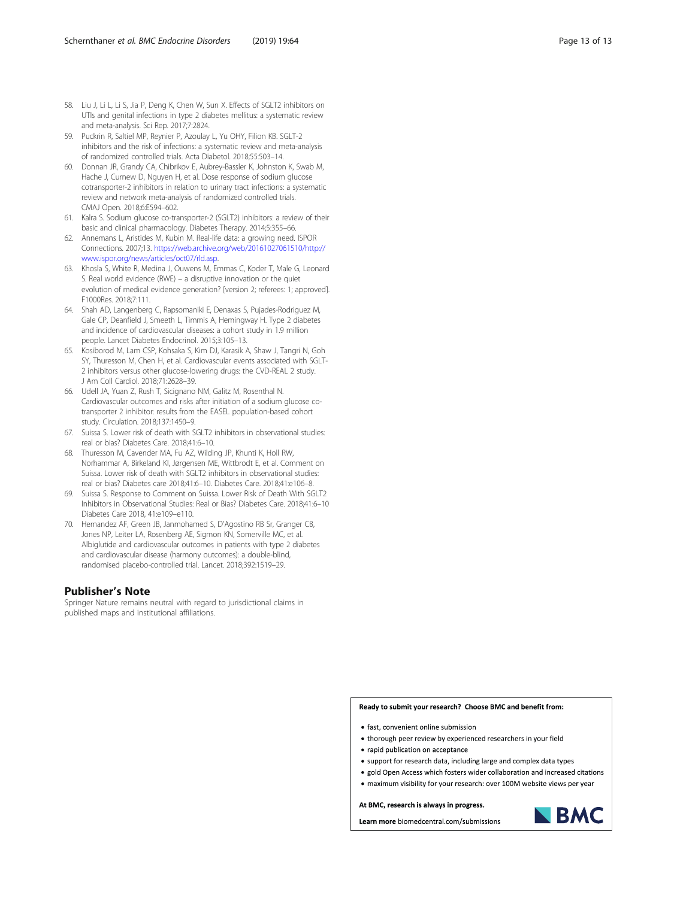58. Liu J, Li L, Li S, Jia P, Deng K, Chen W, Sun X. Effects of SGLT2 inhibitors on UTIs and genital infections in type 2 diabetes mellitus: a systematic review and meta-analysis. Sci Rep. 2017;7:2824.
59. Puckrin R, Saltiel MP, Reynier P, Azoulay L, Yu OHY, Filion KB. SGLT-2 inhibitors and the risk of infections: a systematic review and meta-analysis of randomized controlled trials. Acta Diabetol. 2018;55:503–14.
60. Donnan JR, Grandy CA, Chibrikov E, Aubrey-Bassler K, Johnston K, Swab M, Hache J, Curnew D, Nguyen H, et al. Dose response of sodium glucose cotransporter-2 inhibitors in relation to urinary tract infections: a systematic review and network meta-analysis of randomized controlled trials. CMAJ Open. 2018;6:E594–602.
61. Kalra S. Sodium glucose co-transporter-2 (SGLT2) inhibitors: a review of their basic and clinical pharmacology. Diabetes Therapy. 2014;5:355–66.
62. Annemans L, Aristides M, Kubin M. Real-life data: a growing need. ISPOR Connections. 2007;13. https://web.archive.org/web/20161027061510/http://www.ispor.org/news/articles/oct07/rld.asp.
63. Khosla S, White R, Medina J, Ouwens M, Emmas C, Koder T, Male G, Leonard S. Real world evidence (RWE) – a disruptive innovation or the quiet evolution of medical evidence generation? [version 2; referees: 1; approved]. F1000Res. 2018;7:111.
64. Shah AD, Langenberg C, Rapsomaniki E, Denaxas S, Pujades-Rodriguez M, Gale CP, Deanfield J, Smeeth L, Timmis A, Hemingway H. Type 2 diabetes and incidence of cardiovascular diseases: a cohort study in 1.9 million people. Lancet Diabetes Endocrinol. 2015;3:105–13.
65. Kosiborod M, Lam CSP, Kohsaka S, Kim DJ, Karasik A, Shaw J, Tangri N, Goh SY, Thuresson M, Chen H, et al. Cardiovascular events associated with SGLT-2 inhibitors versus other glucose-lowering drugs: the CVD-REAL 2 study. J Am Coll Cardiol. 2018;71:2628–39.
66. Udell JA, Yuan Z, Rush T, Sicignano NM, Galitz M, Rosenthal N. Cardiovascular outcomes and risks after initiation of a sodium glucose co-transporter 2 inhibitor: results from the EASEL population-based cohort study. Circulation. 2018;137:1450–9.
67. Suissa S. Lower risk of death with SGLT2 inhibitors in observational studies: real or bias? Diabetes Care. 2018;41:6–10.
68. Thuresson M, Cavender MA, Fu AZ, Wilding JP, Khunti K, Holl RW, Norhammar A, Birkeland KI, Jørgensen ME, Wittbrodt E, et al. Comment on Suissa. Lower risk of death with SGLT2 inhibitors in observational studies: real or bias? Diabetes care 2018;41:6–10. Diabetes Care. 2018;41:e106–8.
69. Suissa S. Response to Comment on Suissa. Lower Risk of Death With SGLT2 Inhibitors in Observational Studies: Real or Bias? Diabetes Care. 2018;41:6–10 Diabetes Care 2018, 41:e109–e110.
70. Hernandez AF, Green JB, Janmohamed S, D'Agostino RB Sr, Granger CB, Jones NP, Leiter LA, Rosenberg AE, Sigmon KN, Somerville MC, et al. Albiglutide and cardiovascular outcomes in patients with type 2 diabetes and cardiovascular disease (harmony outcomes): a double-blind, randomised placebo-controlled trial. Lancet. 2018;392:1519–29.

## Publisher's Note

Springer Nature remains neutral with regard to jurisdictional claims in published maps and institutional affiliations.

**Ready to submit your research? Choose BMC and benefit from:**

- fast, convenient online submission
- thorough peer review by experienced researchers in your field
- rapid publication on acceptance
- support for research data, including large and complex data types
- gold Open Access which fosters wider collaboration and increased citations
- maximum visibility for your research: over 100M website views per year

**At BMC, research is always in progress.**

**Learn more** biomedcentral.com/submissions

BMC